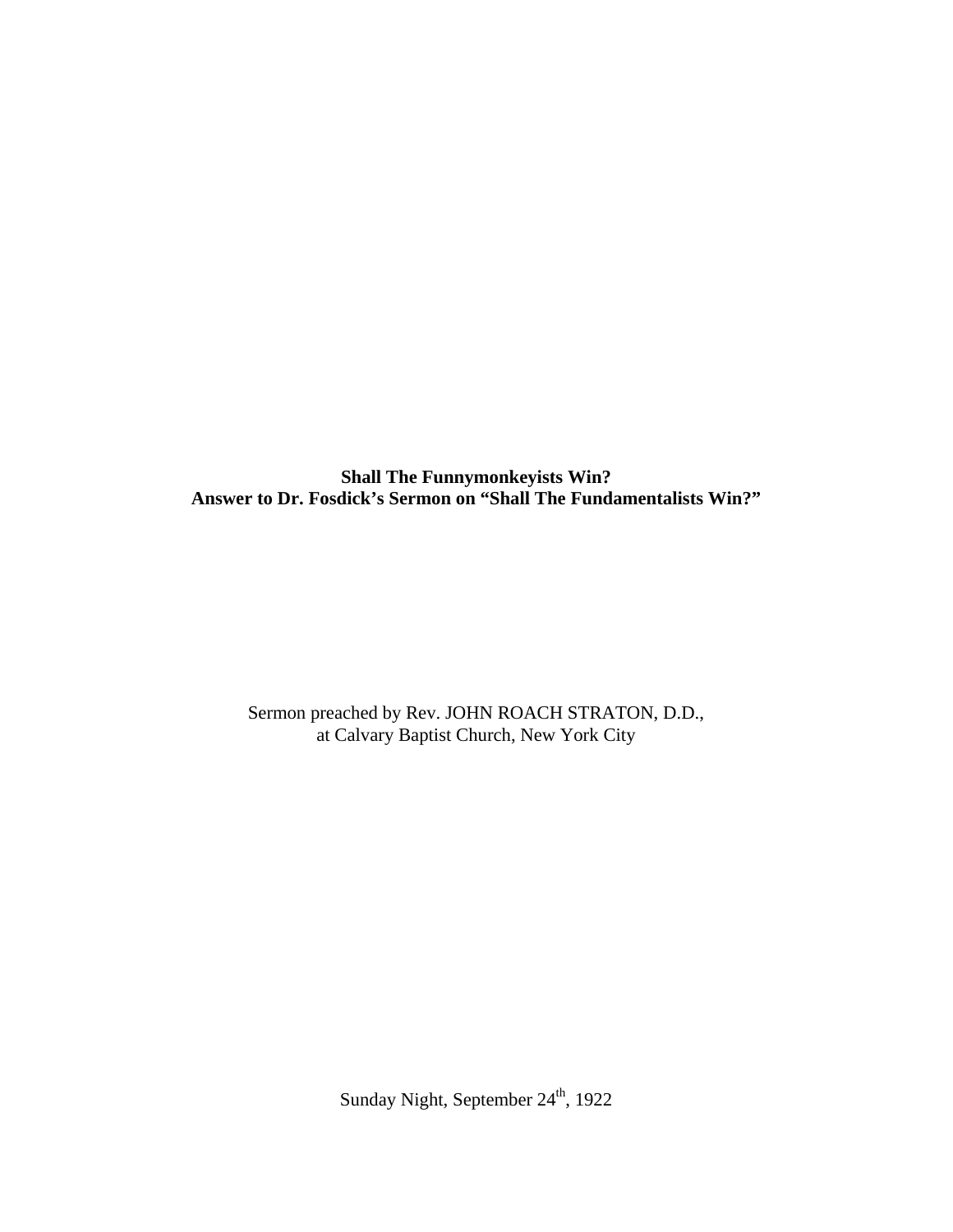**Shall The Funnymonkeyists Win?**
**Answer to Dr. Fosdick's Sermon on "Shall The Fundamentalists Win?"**

Sermon preached by Rev. JOHN ROACH STRATON, D.D.,
at Calvary Baptist Church, New York City

Sunday Night, September 24th, 1922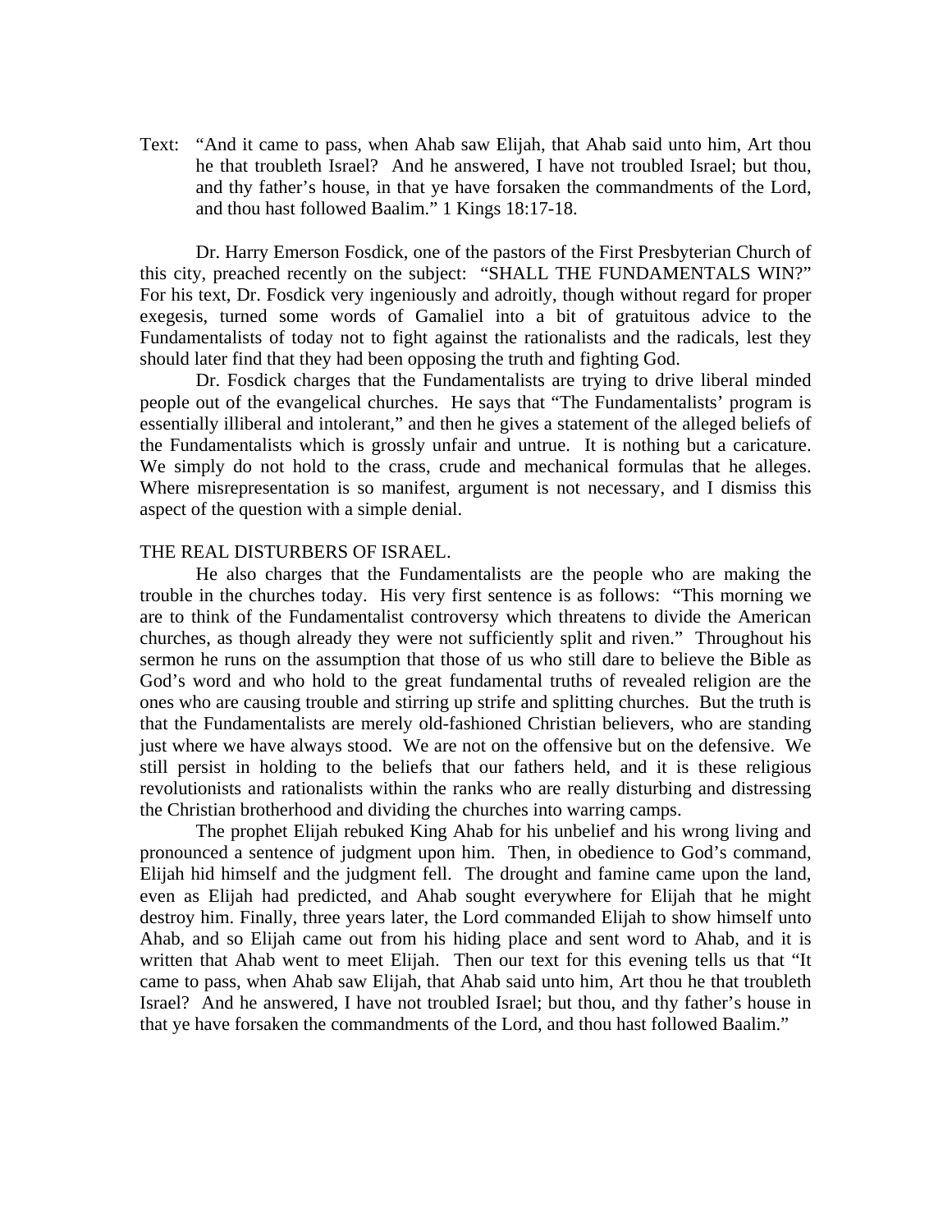Text: "And it came to pass, when Ahab saw Elijah, that Ahab said unto him, Art thou he that troubleth Israel? And he answered, I have not troubled Israel; but thou, and thy father's house, in that ye have forsaken the commandments of the Lord, and thou hast followed Baalim." 1 Kings 18:17-18.

Dr. Harry Emerson Fosdick, one of the pastors of the First Presbyterian Church of this city, preached recently on the subject: "SHALL THE FUNDAMENTALS WIN?" For his text, Dr. Fosdick very ingeniously and adroitly, though without regard for proper exegesis, turned some words of Gamaliel into a bit of gratuitous advice to the Fundamentalists of today not to fight against the rationalists and the radicals, lest they should later find that they had been opposing the truth and fighting God.

Dr. Fosdick charges that the Fundamentalists are trying to drive liberal minded people out of the evangelical churches. He says that "The Fundamentalists' program is essentially illiberal and intolerant," and then he gives a statement of the alleged beliefs of the Fundamentalists which is grossly unfair and untrue. It is nothing but a caricature. We simply do not hold to the crass, crude and mechanical formulas that he alleges. Where misrepresentation is so manifest, argument is not necessary, and I dismiss this aspect of the question with a simple denial.

## THE REAL DISTURBERS OF ISRAEL.

He also charges that the Fundamentalists are the people who are making the trouble in the churches today. His very first sentence is as follows: "This morning we are to think of the Fundamentalist controversy which threatens to divide the American churches, as though already they were not sufficiently split and riven." Throughout his sermon he runs on the assumption that those of us who still dare to believe the Bible as God's word and who hold to the great fundamental truths of revealed religion are the ones who are causing trouble and stirring up strife and splitting churches. But the truth is that the Fundamentalists are merely old-fashioned Christian believers, who are standing just where we have always stood. We are not on the offensive but on the defensive. We still persist in holding to the beliefs that our fathers held, and it is these religious revolutionists and rationalists within the ranks who are really disturbing and distressing the Christian brotherhood and dividing the churches into warring camps.

The prophet Elijah rebuked King Ahab for his unbelief and his wrong living and pronounced a sentence of judgment upon him. Then, in obedience to God's command, Elijah hid himself and the judgment fell. The drought and famine came upon the land, even as Elijah had predicted, and Ahab sought everywhere for Elijah that he might destroy him. Finally, three years later, the Lord commanded Elijah to show himself unto Ahab, and so Elijah came out from his hiding place and sent word to Ahab, and it is written that Ahab went to meet Elijah. Then our text for this evening tells us that "It came to pass, when Ahab saw Elijah, that Ahab said unto him, Art thou he that troubleth Israel? And he answered, I have not troubled Israel; but thou, and thy father's house in that ye have forsaken the commandments of the Lord, and thou hast followed Baalim."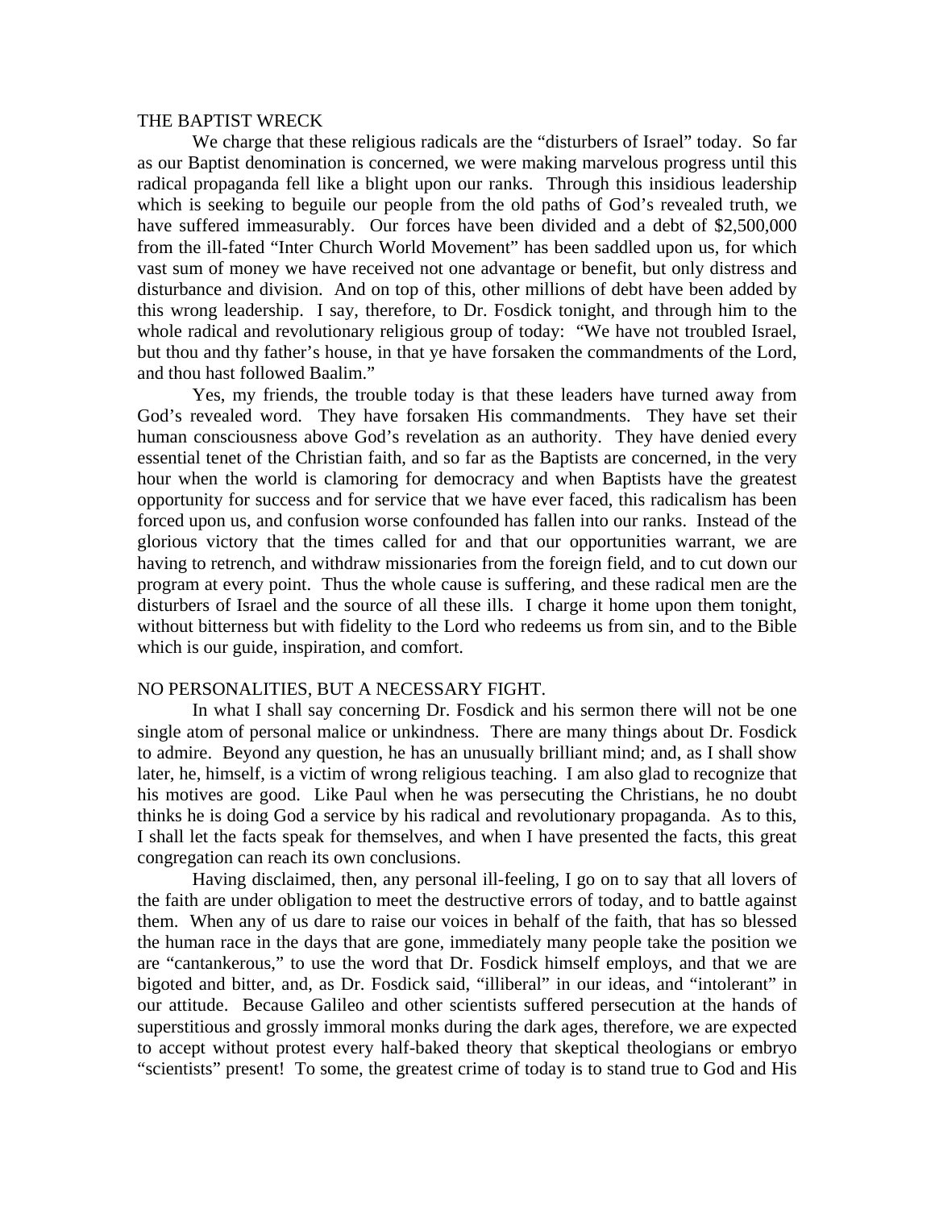## THE BAPTIST WRECK

We charge that these religious radicals are the "disturbers of Israel" today. So far as our Baptist denomination is concerned, we were making marvelous progress until this radical propaganda fell like a blight upon our ranks. Through this insidious leadership which is seeking to beguile our people from the old paths of God's revealed truth, we have suffered immeasurably. Our forces have been divided and a debt of $2,500,000 from the ill-fated "Inter Church World Movement" has been saddled upon us, for which vast sum of money we have received not one advantage or benefit, but only distress and disturbance and division. And on top of this, other millions of debt have been added by this wrong leadership. I say, therefore, to Dr. Fosdick tonight, and through him to the whole radical and revolutionary religious group of today: "We have not troubled Israel, but thou and thy father's house, in that ye have forsaken the commandments of the Lord, and thou hast followed Baalim."

Yes, my friends, the trouble today is that these leaders have turned away from God's revealed word. They have forsaken His commandments. They have set their human consciousness above God's revelation as an authority. They have denied every essential tenet of the Christian faith, and so far as the Baptists are concerned, in the very hour when the world is clamoring for democracy and when Baptists have the greatest opportunity for success and for service that we have ever faced, this radicalism has been forced upon us, and confusion worse confounded has fallen into our ranks. Instead of the glorious victory that the times called for and that our opportunities warrant, we are having to retrench, and withdraw missionaries from the foreign field, and to cut down our program at every point. Thus the whole cause is suffering, and these radical men are the disturbers of Israel and the source of all these ills. I charge it home upon them tonight, without bitterness but with fidelity to the Lord who redeems us from sin, and to the Bible which is our guide, inspiration, and comfort.

## NO PERSONALITIES, BUT A NECESSARY FIGHT.

In what I shall say concerning Dr. Fosdick and his sermon there will not be one single atom of personal malice or unkindness. There are many things about Dr. Fosdick to admire. Beyond any question, he has an unusually brilliant mind; and, as I shall show later, he, himself, is a victim of wrong religious teaching. I am also glad to recognize that his motives are good. Like Paul when he was persecuting the Christians, he no doubt thinks he is doing God a service by his radical and revolutionary propaganda. As to this, I shall let the facts speak for themselves, and when I have presented the facts, this great congregation can reach its own conclusions.

Having disclaimed, then, any personal ill-feeling, I go on to say that all lovers of the faith are under obligation to meet the destructive errors of today, and to battle against them. When any of us dare to raise our voices in behalf of the faith, that has so blessed the human race in the days that are gone, immediately many people take the position we are "cantankerous," to use the word that Dr. Fosdick himself employs, and that we are bigoted and bitter, and, as Dr. Fosdick said, "illiberal" in our ideas, and "intolerant" in our attitude. Because Galileo and other scientists suffered persecution at the hands of superstitious and grossly immoral monks during the dark ages, therefore, we are expected to accept without protest every half-baked theory that skeptical theologians or embryo "scientists" present! To some, the greatest crime of today is to stand true to God and His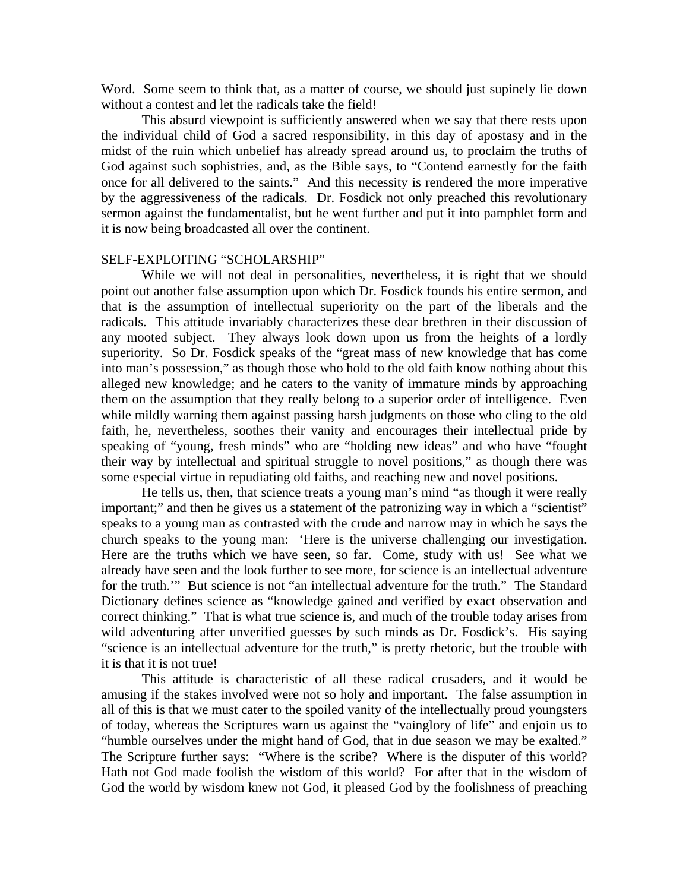Word. Some seem to think that, as a matter of course, we should just supinely lie down without a contest and let the radicals take the field!

This absurd viewpoint is sufficiently answered when we say that there rests upon the individual child of God a sacred responsibility, in this day of apostasy and in the midst of the ruin which unbelief has already spread around us, to proclaim the truths of God against such sophistries, and, as the Bible says, to "Contend earnestly for the faith once for all delivered to the saints." And this necessity is rendered the more imperative by the aggressiveness of the radicals. Dr. Fosdick not only preached this revolutionary sermon against the fundamentalist, but he went further and put it into pamphlet form and it is now being broadcasted all over the continent.

SELF-EXPLOITING "SCHOLARSHIP"

While we will not deal in personalities, nevertheless, it is right that we should point out another false assumption upon which Dr. Fosdick founds his entire sermon, and that is the assumption of intellectual superiority on the part of the liberals and the radicals. This attitude invariably characterizes these dear brethren in their discussion of any mooted subject. They always look down upon us from the heights of a lordly superiority. So Dr. Fosdick speaks of the "great mass of new knowledge that has come into man's possession," as though those who hold to the old faith know nothing about this alleged new knowledge; and he caters to the vanity of immature minds by approaching them on the assumption that they really belong to a superior order of intelligence. Even while mildly warning them against passing harsh judgments on those who cling to the old faith, he, nevertheless, soothes their vanity and encourages their intellectual pride by speaking of "young, fresh minds" who are "holding new ideas" and who have "fought their way by intellectual and spiritual struggle to novel positions," as though there was some especial virtue in repudiating old faiths, and reaching new and novel positions.

He tells us, then, that science treats a young man's mind "as though it were really important;" and then he gives us a statement of the patronizing way in which a "scientist" speaks to a young man as contrasted with the crude and narrow may in which he says the church speaks to the young man: 'Here is the universe challenging our investigation. Here are the truths which we have seen, so far. Come, study with us! See what we already have seen and the look further to see more, for science is an intellectual adventure for the truth.'" But science is not "an intellectual adventure for the truth." The Standard Dictionary defines science as "knowledge gained and verified by exact observation and correct thinking." That is what true science is, and much of the trouble today arises from wild adventuring after unverified guesses by such minds as Dr. Fosdick's. His saying "science is an intellectual adventure for the truth," is pretty rhetoric, but the trouble with it is that it is not true!

This attitude is characteristic of all these radical crusaders, and it would be amusing if the stakes involved were not so holy and important. The false assumption in all of this is that we must cater to the spoiled vanity of the intellectually proud youngsters of today, whereas the Scriptures warn us against the "vainglory of life" and enjoin us to "humble ourselves under the might hand of God, that in due season we may be exalted." The Scripture further says: "Where is the scribe? Where is the disputer of this world? Hath not God made foolish the wisdom of this world? For after that in the wisdom of God the world by wisdom knew not God, it pleased God by the foolishness of preaching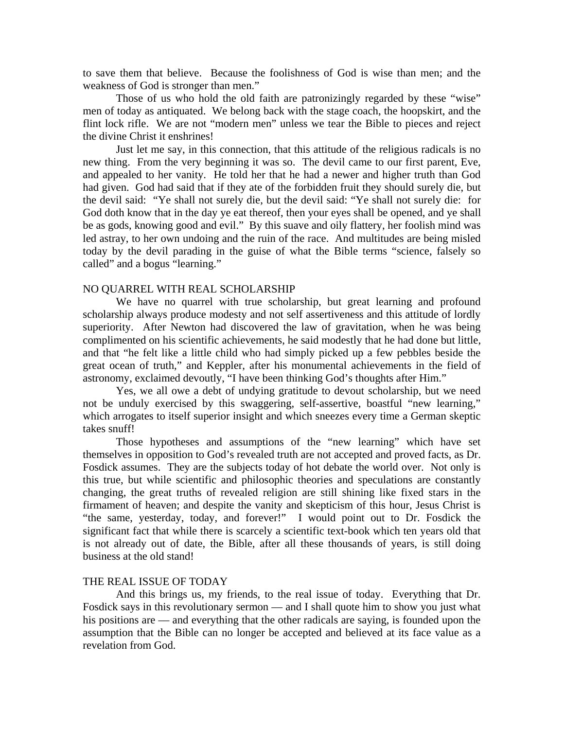to save them that believe. Because the foolishness of God is wise than men; and the weakness of God is stronger than men."

Those of us who hold the old faith are patronizingly regarded by these "wise" men of today as antiquated. We belong back with the stage coach, the hoopskirt, and the flint lock rifle. We are not "modern men" unless we tear the Bible to pieces and reject the divine Christ it enshrines!

Just let me say, in this connection, that this attitude of the religious radicals is no new thing. From the very beginning it was so. The devil came to our first parent, Eve, and appealed to her vanity. He told her that he had a newer and higher truth than God had given. God had said that if they ate of the forbidden fruit they should surely die, but the devil said: "Ye shall not surely die, but the devil said: "Ye shall not surely die: for God doth know that in the day ye eat thereof, then your eyes shall be opened, and ye shall be as gods, knowing good and evil." By this suave and oily flattery, her foolish mind was led astray, to her own undoing and the ruin of the race. And multitudes are being misled today by the devil parading in the guise of what the Bible terms "science, falsely so called" and a bogus "learning."

## NO QUARREL WITH REAL SCHOLARSHIP

We have no quarrel with true scholarship, but great learning and profound scholarship always produce modesty and not self assertiveness and this attitude of lordly superiority. After Newton had discovered the law of gravitation, when he was being complimented on his scientific achievements, he said modestly that he had done but little, and that "he felt like a little child who had simply picked up a few pebbles beside the great ocean of truth," and Keppler, after his monumental achievements in the field of astronomy, exclaimed devoutly, "I have been thinking God's thoughts after Him."

Yes, we all owe a debt of undying gratitude to devout scholarship, but we need not be unduly exercised by this swaggering, self-assertive, boastful "new learning," which arrogates to itself superior insight and which sneezes every time a German skeptic takes snuff!

Those hypotheses and assumptions of the "new learning" which have set themselves in opposition to God's revealed truth are not accepted and proved facts, as Dr. Fosdick assumes. They are the subjects today of hot debate the world over. Not only is this true, but while scientific and philosophic theories and speculations are constantly changing, the great truths of revealed religion are still shining like fixed stars in the firmament of heaven; and despite the vanity and skepticism of this hour, Jesus Christ is "the same, yesterday, today, and forever!" I would point out to Dr. Fosdick the significant fact that while there is scarcely a scientific text-book which ten years old that is not already out of date, the Bible, after all these thousands of years, is still doing business at the old stand!

## THE REAL ISSUE OF TODAY

And this brings us, my friends, to the real issue of today. Everything that Dr. Fosdick says in this revolutionary sermon — and I shall quote him to show you just what his positions are — and everything that the other radicals are saying, is founded upon the assumption that the Bible can no longer be accepted and believed at its face value as a revelation from God.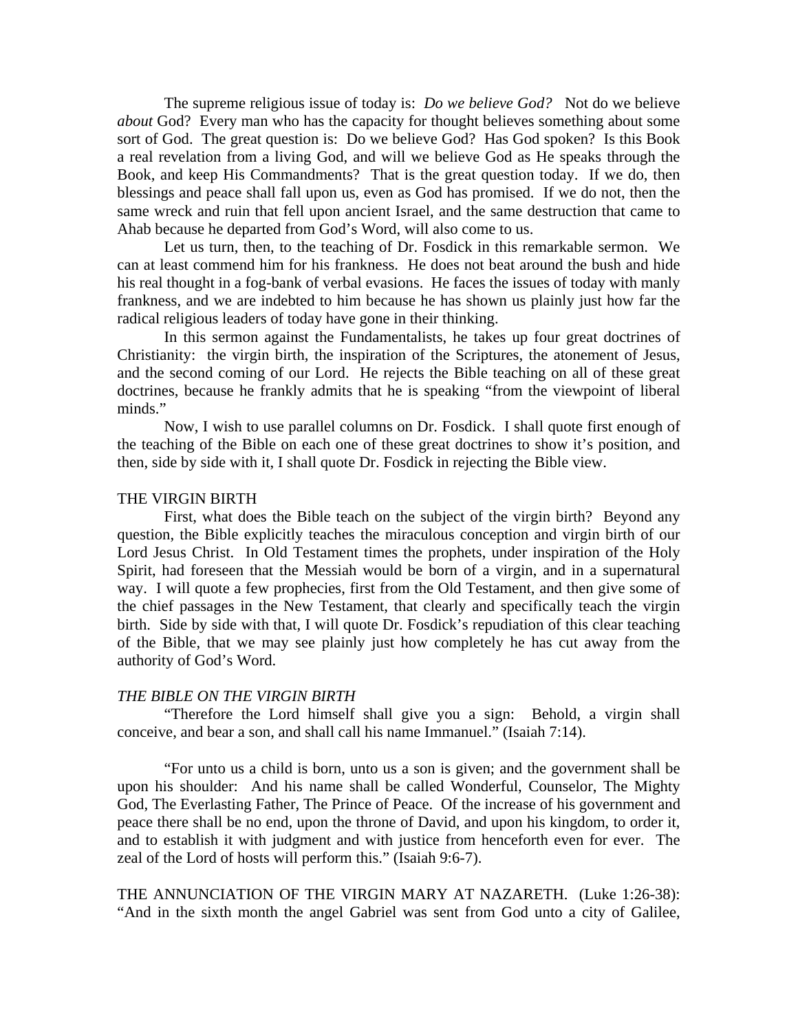The supreme religious issue of today is: *Do we believe God?* Not do we believe *about* God? Every man who has the capacity for thought believes something about some sort of God. The great question is: Do we believe God? Has God spoken? Is this Book a real revelation from a living God, and will we believe God as He speaks through the Book, and keep His Commandments? That is the great question today. If we do, then blessings and peace shall fall upon us, even as God has promised. If we do not, then the same wreck and ruin that fell upon ancient Israel, and the same destruction that came to Ahab because he departed from God's Word, will also come to us.

Let us turn, then, to the teaching of Dr. Fosdick in this remarkable sermon. We can at least commend him for his frankness. He does not beat around the bush and hide his real thought in a fog-bank of verbal evasions. He faces the issues of today with manly frankness, and we are indebted to him because he has shown us plainly just how far the radical religious leaders of today have gone in their thinking.

In this sermon against the Fundamentalists, he takes up four great doctrines of Christianity: the virgin birth, the inspiration of the Scriptures, the atonement of Jesus, and the second coming of our Lord. He rejects the Bible teaching on all of these great doctrines, because he frankly admits that he is speaking "from the viewpoint of liberal minds."

Now, I wish to use parallel columns on Dr. Fosdick. I shall quote first enough of the teaching of the Bible on each one of these great doctrines to show it's position, and then, side by side with it, I shall quote Dr. Fosdick in rejecting the Bible view.

## THE VIRGIN BIRTH

First, what does the Bible teach on the subject of the virgin birth? Beyond any question, the Bible explicitly teaches the miraculous conception and virgin birth of our Lord Jesus Christ. In Old Testament times the prophets, under inspiration of the Holy Spirit, had foreseen that the Messiah would be born of a virgin, and in a supernatural way. I will quote a few prophecies, first from the Old Testament, and then give some of the chief passages in the New Testament, that clearly and specifically teach the virgin birth. Side by side with that, I will quote Dr. Fosdick's repudiation of this clear teaching of the Bible, that we may see plainly just how completely he has cut away from the authority of God's Word.

### *THE BIBLE ON THE VIRGIN BIRTH*

"Therefore the Lord himself shall give you a sign: Behold, a virgin shall conceive, and bear a son, and shall call his name Immanuel." (Isaiah 7:14).

"For unto us a child is born, unto us a son is given; and the government shall be upon his shoulder: And his name shall be called Wonderful, Counselor, The Mighty God, The Everlasting Father, The Prince of Peace. Of the increase of his government and peace there shall be no end, upon the throne of David, and upon his kingdom, to order it, and to establish it with judgment and with justice from henceforth even for ever. The zeal of the Lord of hosts will perform this." (Isaiah 9:6-7).

THE ANNUNCIATION OF THE VIRGIN MARY AT NAZARETH. (Luke 1:26-38): "And in the sixth month the angel Gabriel was sent from God unto a city of Galilee,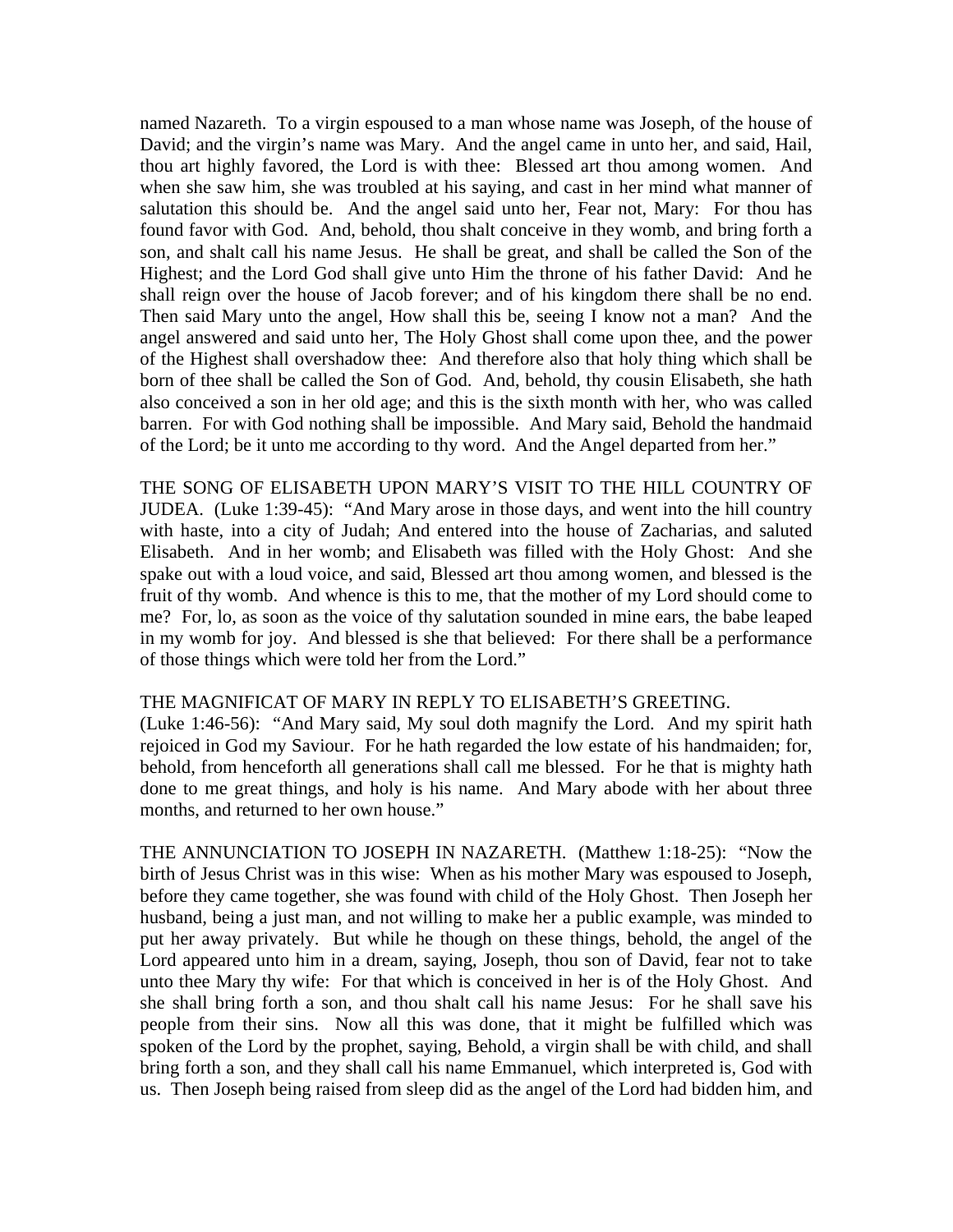named Nazareth. To a virgin espoused to a man whose name was Joseph, of the house of David; and the virgin's name was Mary. And the angel came in unto her, and said, Hail, thou art highly favored, the Lord is with thee: Blessed art thou among women. And when she saw him, she was troubled at his saying, and cast in her mind what manner of salutation this should be. And the angel said unto her, Fear not, Mary: For thou has found favor with God. And, behold, thou shalt conceive in they womb, and bring forth a son, and shalt call his name Jesus. He shall be great, and shall be called the Son of the Highest; and the Lord God shall give unto Him the throne of his father David: And he shall reign over the house of Jacob forever; and of his kingdom there shall be no end. Then said Mary unto the angel, How shall this be, seeing I know not a man? And the angel answered and said unto her, The Holy Ghost shall come upon thee, and the power of the Highest shall overshadow thee: And therefore also that holy thing which shall be born of thee shall be called the Son of God. And, behold, thy cousin Elisabeth, she hath also conceived a son in her old age; and this is the sixth month with her, who was called barren. For with God nothing shall be impossible. And Mary said, Behold the handmaid of the Lord; be it unto me according to thy word. And the Angel departed from her."

THE SONG OF ELISABETH UPON MARY'S VISIT TO THE HILL COUNTRY OF JUDEA. (Luke 1:39-45): "And Mary arose in those days, and went into the hill country with haste, into a city of Judah; And entered into the house of Zacharias, and saluted Elisabeth. And in her womb; and Elisabeth was filled with the Holy Ghost: And she spake out with a loud voice, and said, Blessed art thou among women, and blessed is the fruit of thy womb. And whence is this to me, that the mother of my Lord should come to me? For, lo, as soon as the voice of thy salutation sounded in mine ears, the babe leaped in my womb for joy. And blessed is she that believed: For there shall be a performance of those things which were told her from the Lord."

THE MAGNIFICAT OF MARY IN REPLY TO ELISABETH'S GREETING.
(Luke 1:46-56): "And Mary said, My soul doth magnify the Lord. And my spirit hath rejoiced in God my Saviour. For he hath regarded the low estate of his handmaiden; for, behold, from henceforth all generations shall call me blessed. For he that is mighty hath done to me great things, and holy is his name. And Mary abode with her about three months, and returned to her own house."

THE ANNUNCIATION TO JOSEPH IN NAZARETH. (Matthew 1:18-25): "Now the birth of Jesus Christ was in this wise: When as his mother Mary was espoused to Joseph, before they came together, she was found with child of the Holy Ghost. Then Joseph her husband, being a just man, and not willing to make her a public example, was minded to put her away privately. But while he though on these things, behold, the angel of the Lord appeared unto him in a dream, saying, Joseph, thou son of David, fear not to take unto thee Mary thy wife: For that which is conceived in her is of the Holy Ghost. And she shall bring forth a son, and thou shalt call his name Jesus: For he shall save his people from their sins. Now all this was done, that it might be fulfilled which was spoken of the Lord by the prophet, saying, Behold, a virgin shall be with child, and shall bring forth a son, and they shall call his name Emmanuel, which interpreted is, God with us. Then Joseph being raised from sleep did as the angel of the Lord had bidden him, and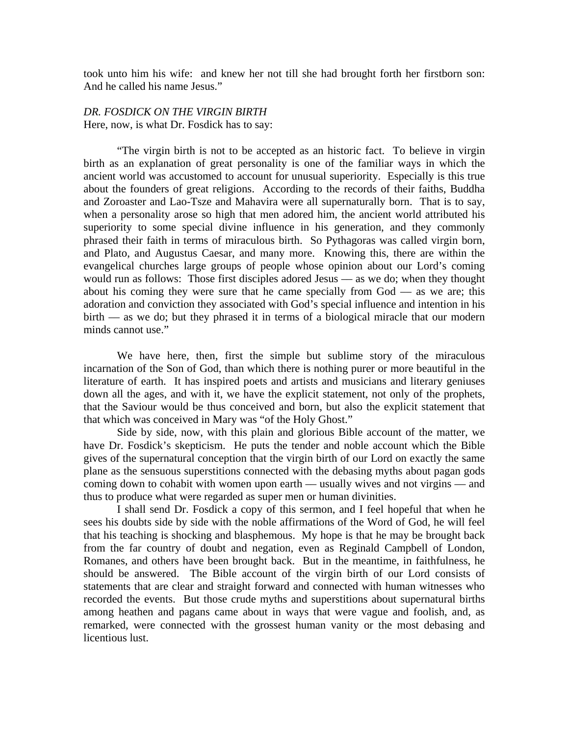took unto him his wife: and knew her not till she had brought forth her firstborn son: And he called his name Jesus."

*DR. FOSDICK ON THE VIRGIN BIRTH*

Here, now, is what Dr. Fosdick has to say:

"The virgin birth is not to be accepted as an historic fact. To believe in virgin birth as an explanation of great personality is one of the familiar ways in which the ancient world was accustomed to account for unusual superiority. Especially is this true about the founders of great religions. According to the records of their faiths, Buddha and Zoroaster and Lao-Tsze and Mahavira were all supernaturally born. That is to say, when a personality arose so high that men adored him, the ancient world attributed his superiority to some special divine influence in his generation, and they commonly phrased their faith in terms of miraculous birth. So Pythagoras was called virgin born, and Plato, and Augustus Caesar, and many more. Knowing this, there are within the evangelical churches large groups of people whose opinion about our Lord's coming would run as follows: Those first disciples adored Jesus — as we do; when they thought about his coming they were sure that he came specially from God — as we are; this adoration and conviction they associated with God's special influence and intention in his birth — as we do; but they phrased it in terms of a biological miracle that our modern minds cannot use."

We have here, then, first the simple but sublime story of the miraculous incarnation of the Son of God, than which there is nothing purer or more beautiful in the literature of earth. It has inspired poets and artists and musicians and literary geniuses down all the ages, and with it, we have the explicit statement, not only of the prophets, that the Saviour would be thus conceived and born, but also the explicit statement that that which was conceived in Mary was "of the Holy Ghost."

Side by side, now, with this plain and glorious Bible account of the matter, we have Dr. Fosdick's skepticism. He puts the tender and noble account which the Bible gives of the supernatural conception that the virgin birth of our Lord on exactly the same plane as the sensuous superstitions connected with the debasing myths about pagan gods coming down to cohabit with women upon earth — usually wives and not virgins — and thus to produce what were regarded as super men or human divinities.

I shall send Dr. Fosdick a copy of this sermon, and I feel hopeful that when he sees his doubts side by side with the noble affirmations of the Word of God, he will feel that his teaching is shocking and blasphemous. My hope is that he may be brought back from the far country of doubt and negation, even as Reginald Campbell of London, Romanes, and others have been brought back. But in the meantime, in faithfulness, he should be answered. The Bible account of the virgin birth of our Lord consists of statements that are clear and straight forward and connected with human witnesses who recorded the events. But those crude myths and superstitions about supernatural births among heathen and pagans came about in ways that were vague and foolish, and, as remarked, were connected with the grossest human vanity or the most debasing and licentious lust.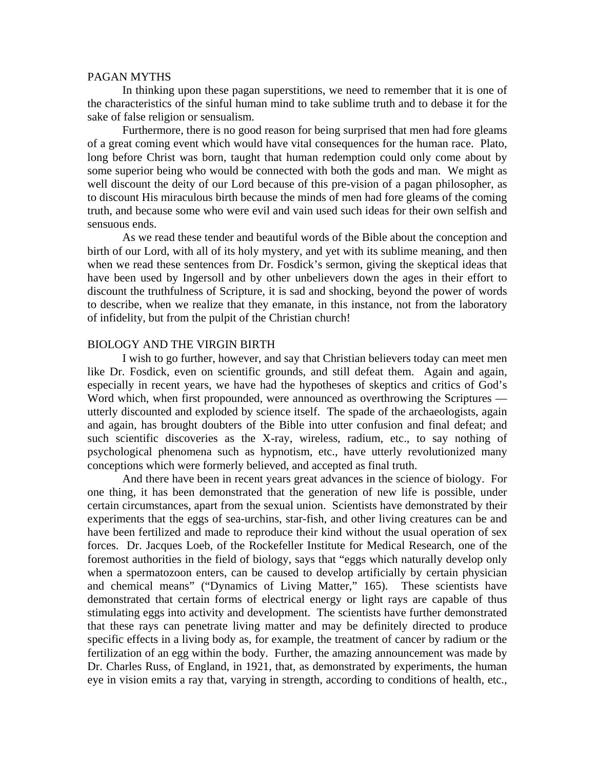## PAGAN MYTHS

In thinking upon these pagan superstitions, we need to remember that it is one of the characteristics of the sinful human mind to take sublime truth and to debase it for the sake of false religion or sensualism.

Furthermore, there is no good reason for being surprised that men had fore gleams of a great coming event which would have vital consequences for the human race. Plato, long before Christ was born, taught that human redemption could only come about by some superior being who would be connected with both the gods and man. We might as well discount the deity of our Lord because of this pre-vision of a pagan philosopher, as to discount His miraculous birth because the minds of men had fore gleams of the coming truth, and because some who were evil and vain used such ideas for their own selfish and sensuous ends.

As we read these tender and beautiful words of the Bible about the conception and birth of our Lord, with all of its holy mystery, and yet with its sublime meaning, and then when we read these sentences from Dr. Fosdick's sermon, giving the skeptical ideas that have been used by Ingersoll and by other unbelievers down the ages in their effort to discount the truthfulness of Scripture, it is sad and shocking, beyond the power of words to describe, when we realize that they emanate, in this instance, not from the laboratory of infidelity, but from the pulpit of the Christian church!

## BIOLOGY AND THE VIRGIN BIRTH

I wish to go further, however, and say that Christian believers today can meet men like Dr. Fosdick, even on scientific grounds, and still defeat them. Again and again, especially in recent years, we have had the hypotheses of skeptics and critics of God's Word which, when first propounded, were announced as overthrowing the Scriptures — utterly discounted and exploded by science itself. The spade of the archaeologists, again and again, has brought doubters of the Bible into utter confusion and final defeat; and such scientific discoveries as the X-ray, wireless, radium, etc., to say nothing of psychological phenomena such as hypnotism, etc., have utterly revolutionized many conceptions which were formerly believed, and accepted as final truth.

And there have been in recent years great advances in the science of biology. For one thing, it has been demonstrated that the generation of new life is possible, under certain circumstances, apart from the sexual union. Scientists have demonstrated by their experiments that the eggs of sea-urchins, star-fish, and other living creatures can be and have been fertilized and made to reproduce their kind without the usual operation of sex forces. Dr. Jacques Loeb, of the Rockefeller Institute for Medical Research, one of the foremost authorities in the field of biology, says that "eggs which naturally develop only when a spermatozoon enters, can be caused to develop artificially by certain physician and chemical means" ("Dynamics of Living Matter," 165). These scientists have demonstrated that certain forms of electrical energy or light rays are capable of thus stimulating eggs into activity and development. The scientists have further demonstrated that these rays can penetrate living matter and may be definitely directed to produce specific effects in a living body as, for example, the treatment of cancer by radium or the fertilization of an egg within the body. Further, the amazing announcement was made by Dr. Charles Russ, of England, in 1921, that, as demonstrated by experiments, the human eye in vision emits a ray that, varying in strength, according to conditions of health, etc.,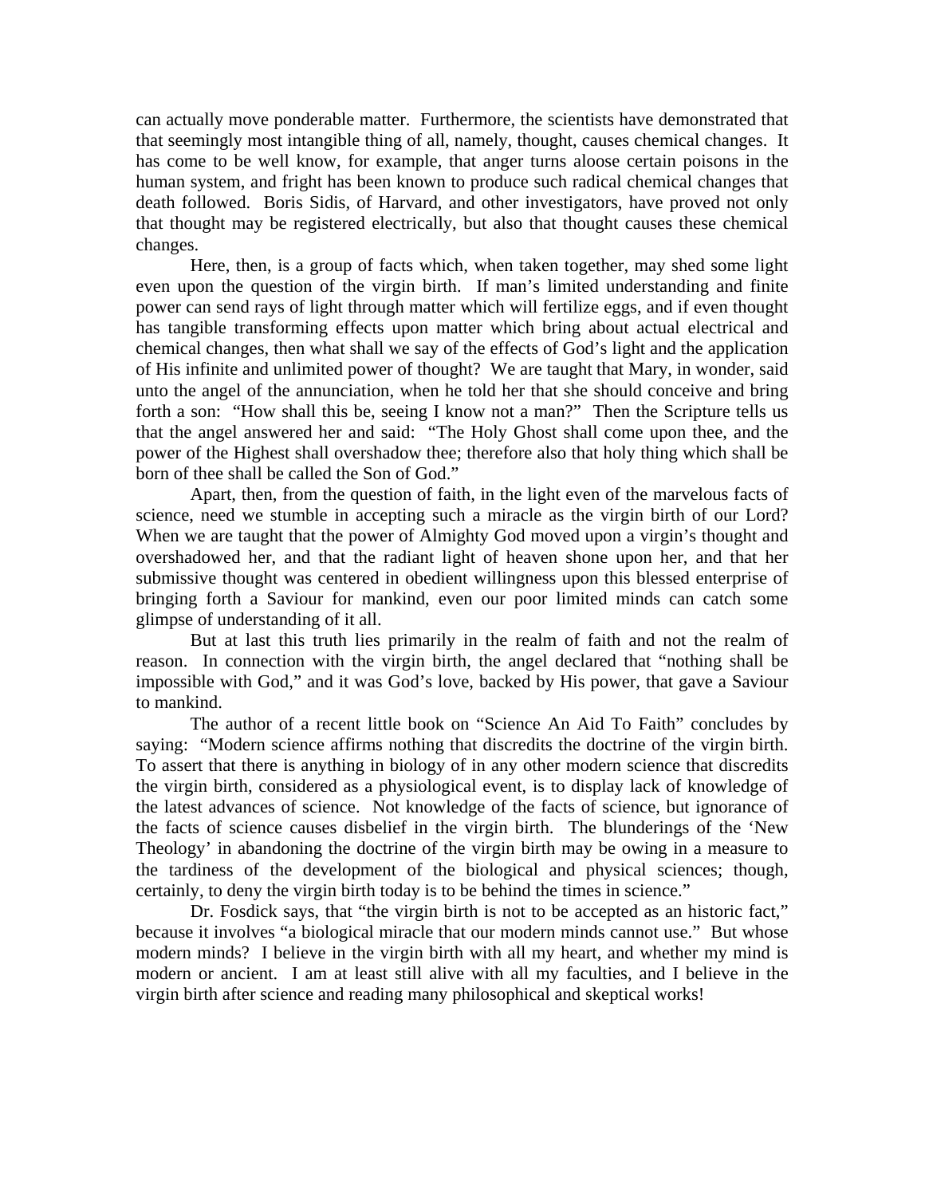can actually move ponderable matter. Furthermore, the scientists have demonstrated that that seemingly most intangible thing of all, namely, thought, causes chemical changes. It has come to be well know, for example, that anger turns aloose certain poisons in the human system, and fright has been known to produce such radical chemical changes that death followed. Boris Sidis, of Harvard, and other investigators, have proved not only that thought may be registered electrically, but also that thought causes these chemical changes.

Here, then, is a group of facts which, when taken together, may shed some light even upon the question of the virgin birth. If man's limited understanding and finite power can send rays of light through matter which will fertilize eggs, and if even thought has tangible transforming effects upon matter which bring about actual electrical and chemical changes, then what shall we say of the effects of God's light and the application of His infinite and unlimited power of thought? We are taught that Mary, in wonder, said unto the angel of the annunciation, when he told her that she should conceive and bring forth a son: "How shall this be, seeing I know not a man?" Then the Scripture tells us that the angel answered her and said: "The Holy Ghost shall come upon thee, and the power of the Highest shall overshadow thee; therefore also that holy thing which shall be born of thee shall be called the Son of God."

Apart, then, from the question of faith, in the light even of the marvelous facts of science, need we stumble in accepting such a miracle as the virgin birth of our Lord? When we are taught that the power of Almighty God moved upon a virgin's thought and overshadowed her, and that the radiant light of heaven shone upon her, and that her submissive thought was centered in obedient willingness upon this blessed enterprise of bringing forth a Saviour for mankind, even our poor limited minds can catch some glimpse of understanding of it all.

But at last this truth lies primarily in the realm of faith and not the realm of reason. In connection with the virgin birth, the angel declared that "nothing shall be impossible with God," and it was God's love, backed by His power, that gave a Saviour to mankind.

The author of a recent little book on "Science An Aid To Faith" concludes by saying: "Modern science affirms nothing that discredits the doctrine of the virgin birth. To assert that there is anything in biology of in any other modern science that discredits the virgin birth, considered as a physiological event, is to display lack of knowledge of the latest advances of science. Not knowledge of the facts of science, but ignorance of the facts of science causes disbelief in the virgin birth. The blunderings of the 'New Theology' in abandoning the doctrine of the virgin birth may be owing in a measure to the tardiness of the development of the biological and physical sciences; though, certainly, to deny the virgin birth today is to be behind the times in science."

Dr. Fosdick says, that "the virgin birth is not to be accepted as an historic fact," because it involves "a biological miracle that our modern minds cannot use." But whose modern minds? I believe in the virgin birth with all my heart, and whether my mind is modern or ancient. I am at least still alive with all my faculties, and I believe in the virgin birth after science and reading many philosophical and skeptical works!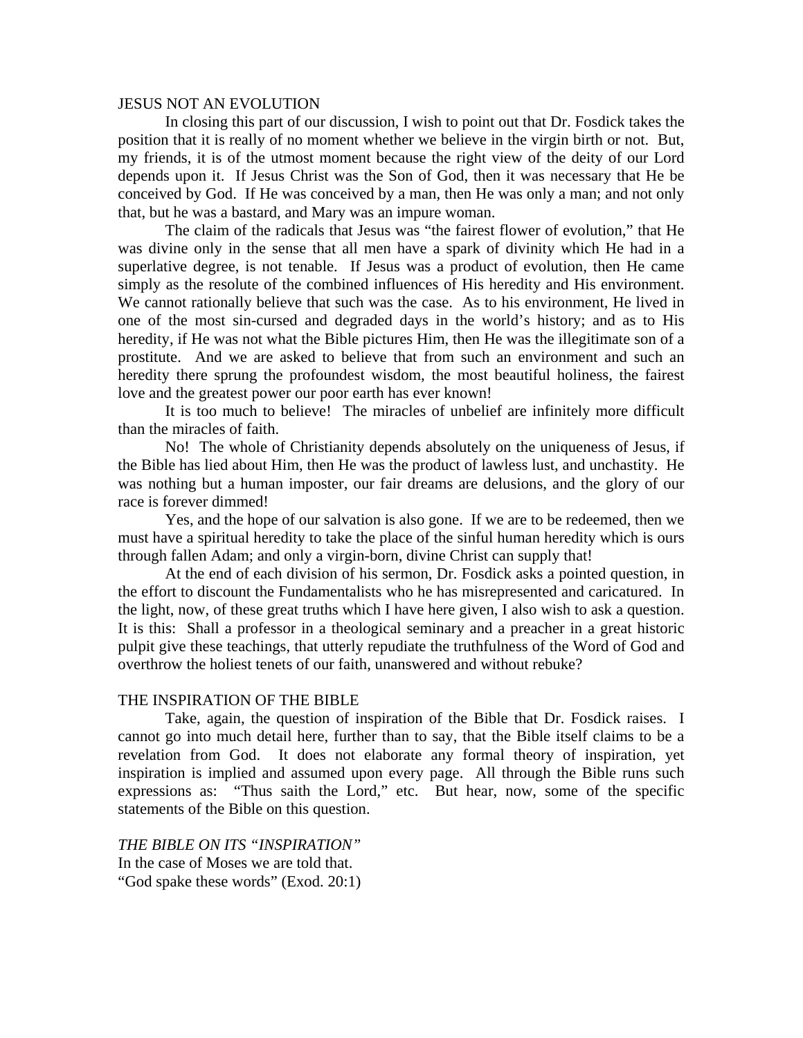## JESUS NOT AN EVOLUTION

In closing this part of our discussion, I wish to point out that Dr. Fosdick takes the position that it is really of no moment whether we believe in the virgin birth or not. But, my friends, it is of the utmost moment because the right view of the deity of our Lord depends upon it. If Jesus Christ was the Son of God, then it was necessary that He be conceived by God. If He was conceived by a man, then He was only a man; and not only that, but he was a bastard, and Mary was an impure woman.

The claim of the radicals that Jesus was "the fairest flower of evolution," that He was divine only in the sense that all men have a spark of divinity which He had in a superlative degree, is not tenable. If Jesus was a product of evolution, then He came simply as the resolute of the combined influences of His heredity and His environment. We cannot rationally believe that such was the case. As to his environment, He lived in one of the most sin-cursed and degraded days in the world's history; and as to His heredity, if He was not what the Bible pictures Him, then He was the illegitimate son of a prostitute. And we are asked to believe that from such an environment and such an heredity there sprung the profoundest wisdom, the most beautiful holiness, the fairest love and the greatest power our poor earth has ever known!

It is too much to believe! The miracles of unbelief are infinitely more difficult than the miracles of faith.

No! The whole of Christianity depends absolutely on the uniqueness of Jesus, if the Bible has lied about Him, then He was the product of lawless lust, and unchastity. He was nothing but a human imposter, our fair dreams are delusions, and the glory of our race is forever dimmed!

Yes, and the hope of our salvation is also gone. If we are to be redeemed, then we must have a spiritual heredity to take the place of the sinful human heredity which is ours through fallen Adam; and only a virgin-born, divine Christ can supply that!

At the end of each division of his sermon, Dr. Fosdick asks a pointed question, in the effort to discount the Fundamentalists who he has misrepresented and caricatured. In the light, now, of these great truths which I have here given, I also wish to ask a question. It is this: Shall a professor in a theological seminary and a preacher in a great historic pulpit give these teachings, that utterly repudiate the truthfulness of the Word of God and overthrow the holiest tenets of our faith, unanswered and without rebuke?

## THE INSPIRATION OF THE BIBLE

Take, again, the question of inspiration of the Bible that Dr. Fosdick raises. I cannot go into much detail here, further than to say, that the Bible itself claims to be a revelation from God. It does not elaborate any formal theory of inspiration, yet inspiration is implied and assumed upon every page. All through the Bible runs such expressions as: "Thus saith the Lord," etc. But hear, now, some of the specific statements of the Bible on this question.

### *THE BIBLE ON ITS "INSPIRATION"*

In the case of Moses we are told that.

"God spake these words" (Exod. 20:1)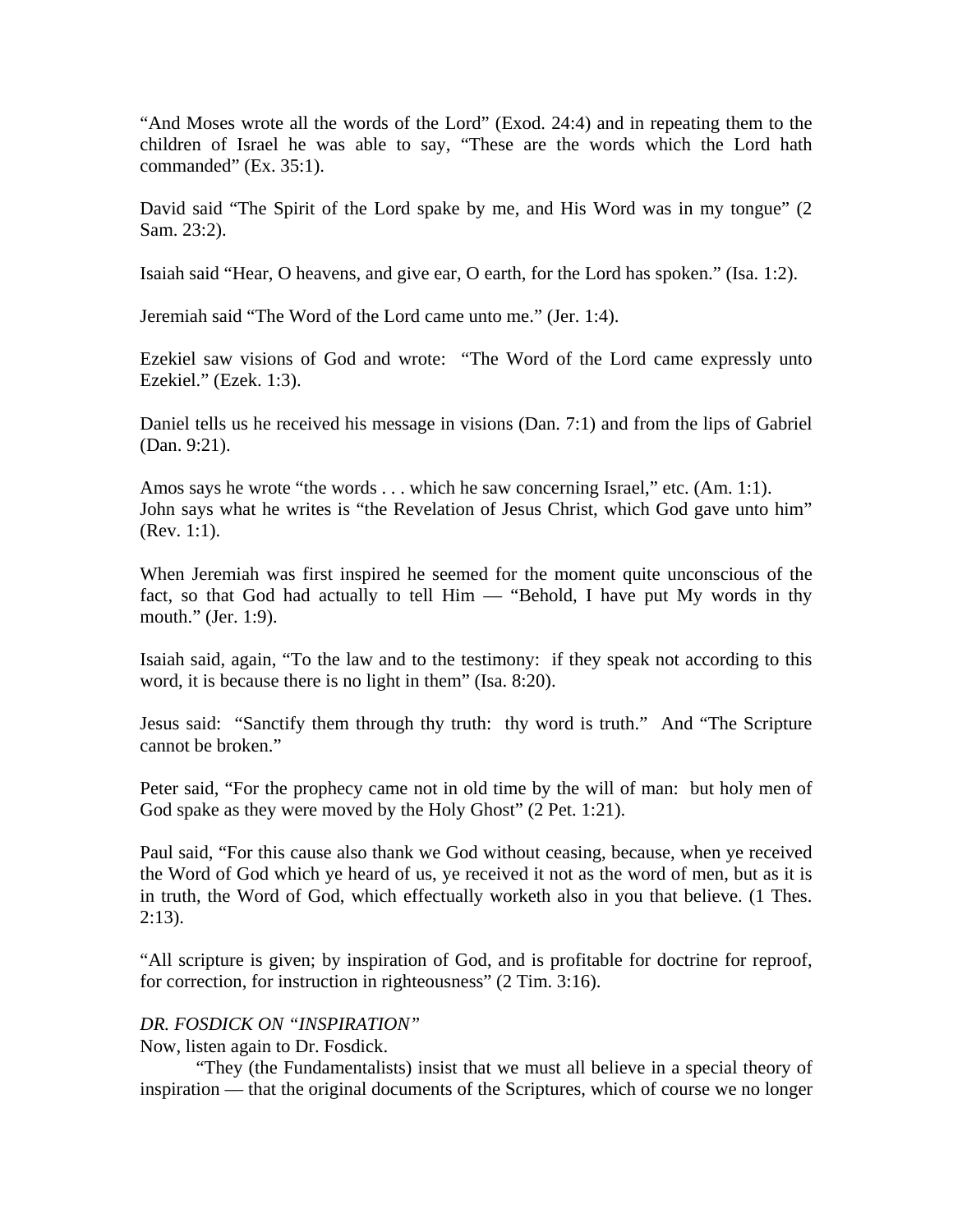"And Moses wrote all the words of the Lord" (Exod. 24:4) and in repeating them to the children of Israel he was able to say, "These are the words which the Lord hath commanded" (Ex. 35:1).

David said "The Spirit of the Lord spake by me, and His Word was in my tongue" (2 Sam. 23:2).

Isaiah said "Hear, O heavens, and give ear, O earth, for the Lord has spoken." (Isa. 1:2).

Jeremiah said "The Word of the Lord came unto me." (Jer. 1:4).

Ezekiel saw visions of God and wrote: "The Word of the Lord came expressly unto Ezekiel." (Ezek. 1:3).

Daniel tells us he received his message in visions (Dan. 7:1) and from the lips of Gabriel (Dan. 9:21).

Amos says he wrote "the words . . . which he saw concerning Israel," etc. (Am. 1:1).
John says what he writes is "the Revelation of Jesus Christ, which God gave unto him" (Rev. 1:1).

When Jeremiah was first inspired he seemed for the moment quite unconscious of the fact, so that God had actually to tell Him — "Behold, I have put My words in thy mouth." (Jer. 1:9).

Isaiah said, again, "To the law and to the testimony: if they speak not according to this word, it is because there is no light in them" (Isa. 8:20).

Jesus said: "Sanctify them through thy truth: thy word is truth." And "The Scripture cannot be broken."

Peter said, "For the prophecy came not in old time by the will of man: but holy men of God spake as they were moved by the Holy Ghost" (2 Pet. 1:21).

Paul said, "For this cause also thank we God without ceasing, because, when ye received the Word of God which ye heard of us, ye received it not as the word of men, but as it is in truth, the Word of God, which effectually worketh also in you that believe. (1 Thes. 2:13).

"All scripture is given; by inspiration of God, and is profitable for doctrine for reproof, for correction, for instruction in righteousness" (2 Tim. 3:16).

*DR. FOSDICK ON "INSPIRATION"*

Now, listen again to Dr. Fosdick.

"They (the Fundamentalists) insist that we must all believe in a special theory of inspiration — that the original documents of the Scriptures, which of course we no longer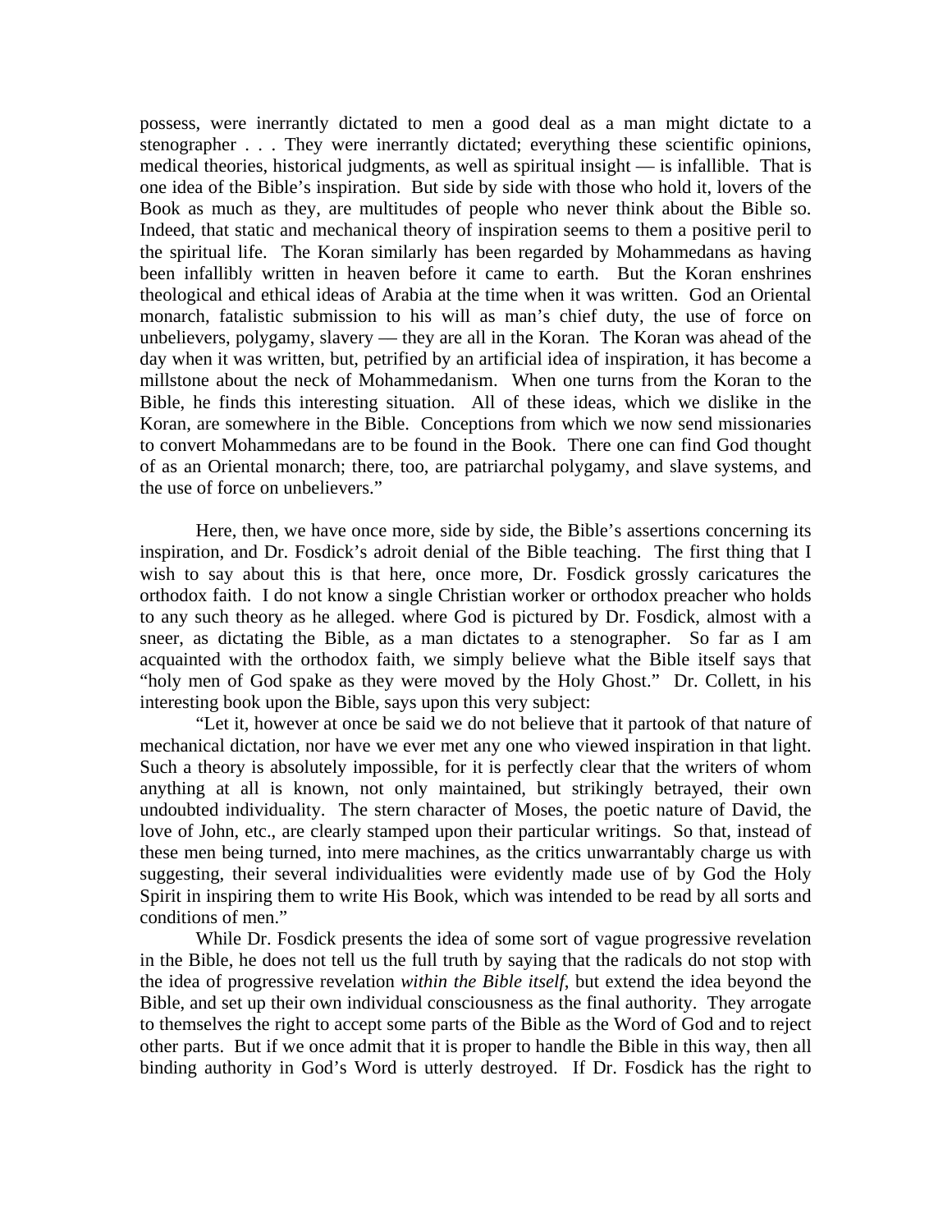possess, were inerrantly dictated to men a good deal as a man might dictate to a stenographer . . . They were inerrantly dictated; everything these scientific opinions, medical theories, historical judgments, as well as spiritual insight — is infallible. That is one idea of the Bible's inspiration. But side by side with those who hold it, lovers of the Book as much as they, are multitudes of people who never think about the Bible so. Indeed, that static and mechanical theory of inspiration seems to them a positive peril to the spiritual life. The Koran similarly has been regarded by Mohammedans as having been infallibly written in heaven before it came to earth. But the Koran enshrines theological and ethical ideas of Arabia at the time when it was written. God an Oriental monarch, fatalistic submission to his will as man's chief duty, the use of force on unbelievers, polygamy, slavery — they are all in the Koran. The Koran was ahead of the day when it was written, but, petrified by an artificial idea of inspiration, it has become a millstone about the neck of Mohammedanism. When one turns from the Koran to the Bible, he finds this interesting situation. All of these ideas, which we dislike in the Koran, are somewhere in the Bible. Conceptions from which we now send missionaries to convert Mohammedans are to be found in the Book. There one can find God thought of as an Oriental monarch; there, too, are patriarchal polygamy, and slave systems, and the use of force on unbelievers."

Here, then, we have once more, side by side, the Bible's assertions concerning its inspiration, and Dr. Fosdick's adroit denial of the Bible teaching. The first thing that I wish to say about this is that here, once more, Dr. Fosdick grossly caricatures the orthodox faith. I do not know a single Christian worker or orthodox preacher who holds to any such theory as he alleged. where God is pictured by Dr. Fosdick, almost with a sneer, as dictating the Bible, as a man dictates to a stenographer. So far as I am acquainted with the orthodox faith, we simply believe what the Bible itself says that "holy men of God spake as they were moved by the Holy Ghost." Dr. Collett, in his interesting book upon the Bible, says upon this very subject:

"Let it, however at once be said we do not believe that it partook of that nature of mechanical dictation, nor have we ever met any one who viewed inspiration in that light. Such a theory is absolutely impossible, for it is perfectly clear that the writers of whom anything at all is known, not only maintained, but strikingly betrayed, their own undoubted individuality. The stern character of Moses, the poetic nature of David, the love of John, etc., are clearly stamped upon their particular writings. So that, instead of these men being turned, into mere machines, as the critics unwarrantably charge us with suggesting, their several individualities were evidently made use of by God the Holy Spirit in inspiring them to write His Book, which was intended to be read by all sorts and conditions of men."

While Dr. Fosdick presents the idea of some sort of vague progressive revelation in the Bible, he does not tell us the full truth by saying that the radicals do not stop with the idea of progressive revelation *within the Bible itself*, but extend the idea beyond the Bible, and set up their own individual consciousness as the final authority. They arrogate to themselves the right to accept some parts of the Bible as the Word of God and to reject other parts. But if we once admit that it is proper to handle the Bible in this way, then all binding authority in God's Word is utterly destroyed. If Dr. Fosdick has the right to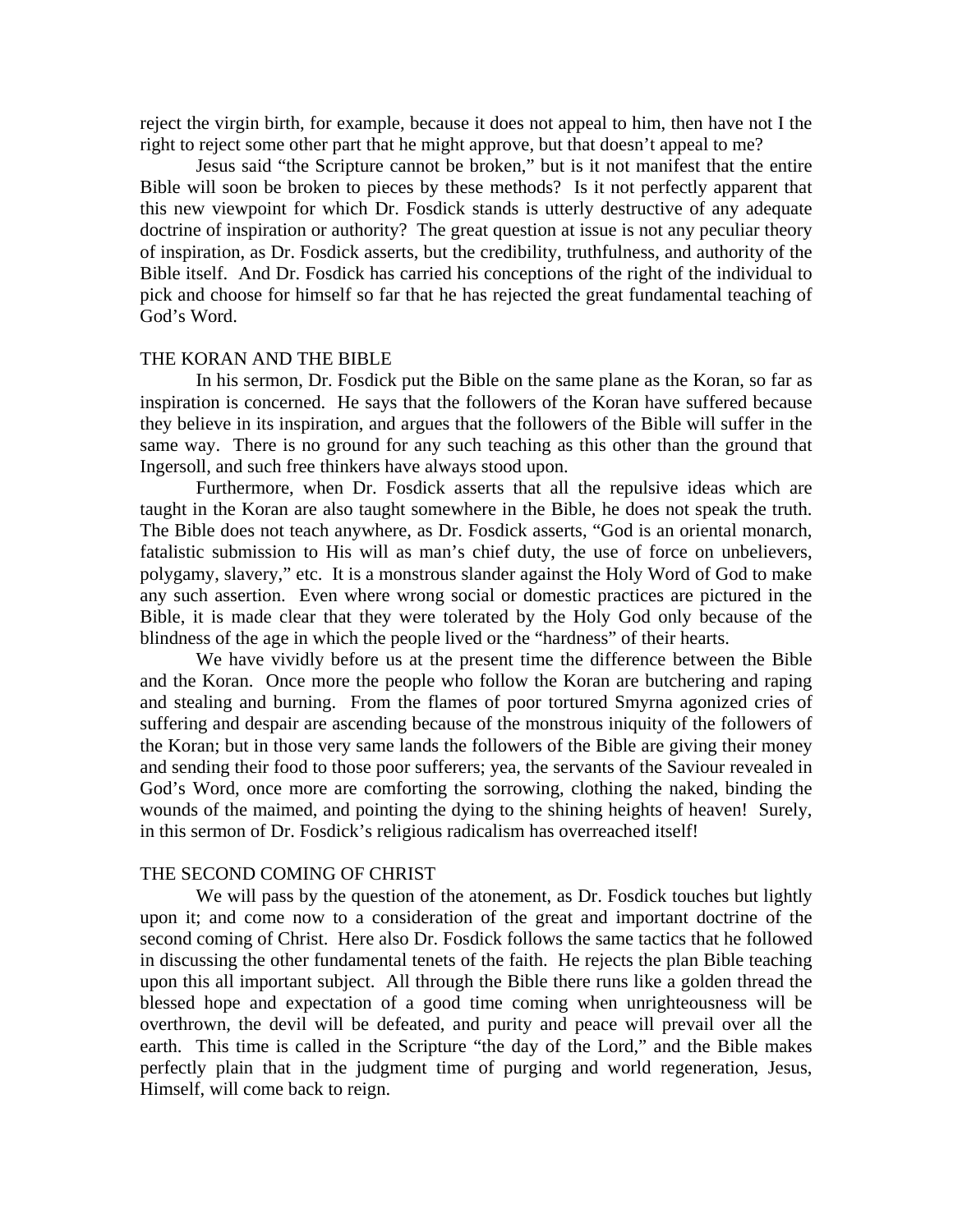reject the virgin birth, for example, because it does not appeal to him, then have not I the right to reject some other part that he might approve, but that doesn't appeal to me?

Jesus said "the Scripture cannot be broken," but is it not manifest that the entire Bible will soon be broken to pieces by these methods? Is it not perfectly apparent that this new viewpoint for which Dr. Fosdick stands is utterly destructive of any adequate doctrine of inspiration or authority? The great question at issue is not any peculiar theory of inspiration, as Dr. Fosdick asserts, but the credibility, truthfulness, and authority of the Bible itself. And Dr. Fosdick has carried his conceptions of the right of the individual to pick and choose for himself so far that he has rejected the great fundamental teaching of God's Word.

## THE KORAN AND THE BIBLE

In his sermon, Dr. Fosdick put the Bible on the same plane as the Koran, so far as inspiration is concerned. He says that the followers of the Koran have suffered because they believe in its inspiration, and argues that the followers of the Bible will suffer in the same way. There is no ground for any such teaching as this other than the ground that Ingersoll, and such free thinkers have always stood upon.

Furthermore, when Dr. Fosdick asserts that all the repulsive ideas which are taught in the Koran are also taught somewhere in the Bible, he does not speak the truth. The Bible does not teach anywhere, as Dr. Fosdick asserts, "God is an oriental monarch, fatalistic submission to His will as man's chief duty, the use of force on unbelievers, polygamy, slavery," etc. It is a monstrous slander against the Holy Word of God to make any such assertion. Even where wrong social or domestic practices are pictured in the Bible, it is made clear that they were tolerated by the Holy God only because of the blindness of the age in which the people lived or the "hardness" of their hearts.

We have vividly before us at the present time the difference between the Bible and the Koran. Once more the people who follow the Koran are butchering and raping and stealing and burning. From the flames of poor tortured Smyrna agonized cries of suffering and despair are ascending because of the monstrous iniquity of the followers of the Koran; but in those very same lands the followers of the Bible are giving their money and sending their food to those poor sufferers; yea, the servants of the Saviour revealed in God's Word, once more are comforting the sorrowing, clothing the naked, binding the wounds of the maimed, and pointing the dying to the shining heights of heaven! Surely, in this sermon of Dr. Fosdick's religious radicalism has overreached itself!

## THE SECOND COMING OF CHRIST

We will pass by the question of the atonement, as Dr. Fosdick touches but lightly upon it; and come now to a consideration of the great and important doctrine of the second coming of Christ. Here also Dr. Fosdick follows the same tactics that he followed in discussing the other fundamental tenets of the faith. He rejects the plan Bible teaching upon this all important subject. All through the Bible there runs like a golden thread the blessed hope and expectation of a good time coming when unrighteousness will be overthrown, the devil will be defeated, and purity and peace will prevail over all the earth. This time is called in the Scripture "the day of the Lord," and the Bible makes perfectly plain that in the judgment time of purging and world regeneration, Jesus, Himself, will come back to reign.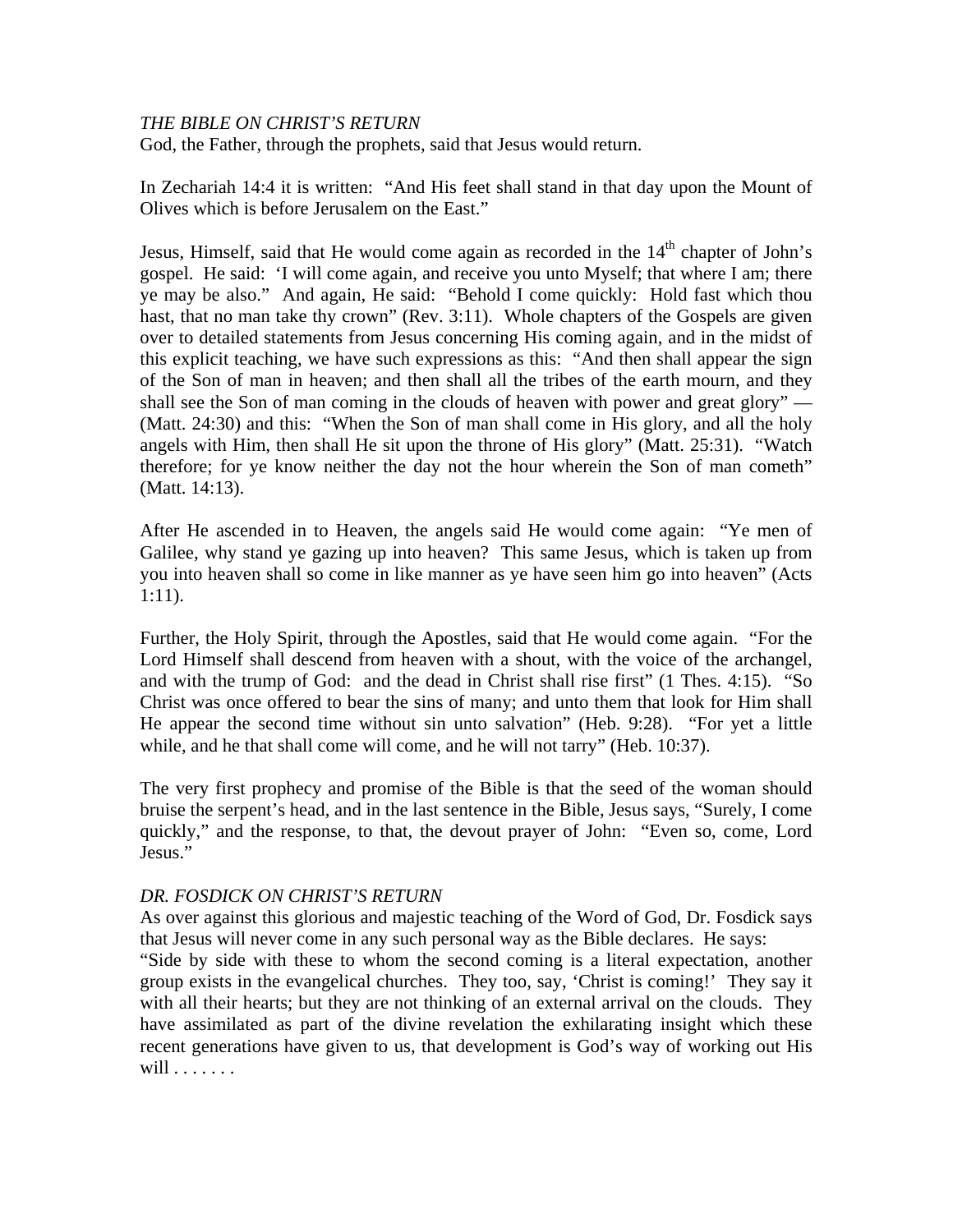*THE BIBLE ON CHRIST'S RETURN*

God, the Father, through the prophets, said that Jesus would return.

In Zechariah 14:4 it is written: "And His feet shall stand in that day upon the Mount of Olives which is before Jerusalem on the East."

Jesus, Himself, said that He would come again as recorded in the 14th chapter of John's gospel. He said: 'I will come again, and receive you unto Myself; that where I am; there ye may be also." And again, He said: "Behold I come quickly: Hold fast which thou hast, that no man take thy crown" (Rev. 3:11). Whole chapters of the Gospels are given over to detailed statements from Jesus concerning His coming again, and in the midst of this explicit teaching, we have such expressions as this: "And then shall appear the sign of the Son of man in heaven; and then shall all the tribes of the earth mourn, and they shall see the Son of man coming in the clouds of heaven with power and great glory" — (Matt. 24:30) and this: "When the Son of man shall come in His glory, and all the holy angels with Him, then shall He sit upon the throne of His glory" (Matt. 25:31). "Watch therefore; for ye know neither the day not the hour wherein the Son of man cometh" (Matt. 14:13).

After He ascended in to Heaven, the angels said He would come again: "Ye men of Galilee, why stand ye gazing up into heaven? This same Jesus, which is taken up from you into heaven shall so come in like manner as ye have seen him go into heaven" (Acts 1:11).

Further, the Holy Spirit, through the Apostles, said that He would come again. "For the Lord Himself shall descend from heaven with a shout, with the voice of the archangel, and with the trump of God: and the dead in Christ shall rise first" (1 Thes. 4:15). "So Christ was once offered to bear the sins of many; and unto them that look for Him shall He appear the second time without sin unto salvation" (Heb. 9:28). "For yet a little while, and he that shall come will come, and he will not tarry" (Heb. 10:37).

The very first prophecy and promise of the Bible is that the seed of the woman should bruise the serpent's head, and in the last sentence in the Bible, Jesus says, "Surely, I come quickly," and the response, to that, the devout prayer of John: "Even so, come, Lord Jesus."

*DR. FOSDICK ON CHRIST'S RETURN*

As over against this glorious and majestic teaching of the Word of God, Dr. Fosdick says that Jesus will never come in any such personal way as the Bible declares. He says:

"Side by side with these to whom the second coming is a literal expectation, another group exists in the evangelical churches. They too, say, 'Christ is coming!' They say it with all their hearts; but they are not thinking of an external arrival on the clouds. They have assimilated as part of the divine revelation the exhilarating insight which these recent generations have given to us, that development is God's way of working out His will . . . . . . .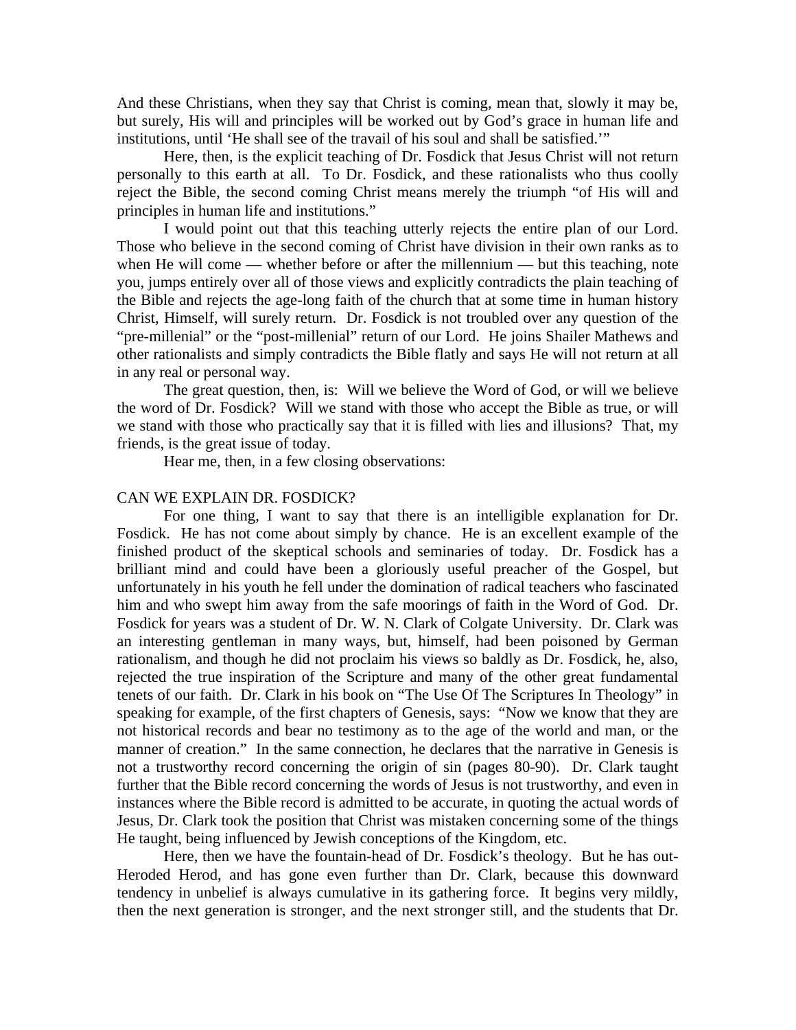And these Christians, when they say that Christ is coming, mean that, slowly it may be, but surely, His will and principles will be worked out by God's grace in human life and institutions, until 'He shall see of the travail of his soul and shall be satisfied.'"

Here, then, is the explicit teaching of Dr. Fosdick that Jesus Christ will not return personally to this earth at all. To Dr. Fosdick, and these rationalists who thus coolly reject the Bible, the second coming Christ means merely the triumph "of His will and principles in human life and institutions."

I would point out that this teaching utterly rejects the entire plan of our Lord. Those who believe in the second coming of Christ have division in their own ranks as to when He will come — whether before or after the millennium — but this teaching, note you, jumps entirely over all of those views and explicitly contradicts the plain teaching of the Bible and rejects the age-long faith of the church that at some time in human history Christ, Himself, will surely return. Dr. Fosdick is not troubled over any question of the "pre-millenial" or the "post-millenial" return of our Lord. He joins Shailer Mathews and other rationalists and simply contradicts the Bible flatly and says He will not return at all in any real or personal way.

The great question, then, is: Will we believe the Word of God, or will we believe the word of Dr. Fosdick? Will we stand with those who accept the Bible as true, or will we stand with those who practically say that it is filled with lies and illusions? That, my friends, is the great issue of today.

Hear me, then, in a few closing observations:

## CAN WE EXPLAIN DR. FOSDICK?

For one thing, I want to say that there is an intelligible explanation for Dr. Fosdick. He has not come about simply by chance. He is an excellent example of the finished product of the skeptical schools and seminaries of today. Dr. Fosdick has a brilliant mind and could have been a gloriously useful preacher of the Gospel, but unfortunately in his youth he fell under the domination of radical teachers who fascinated him and who swept him away from the safe moorings of faith in the Word of God. Dr. Fosdick for years was a student of Dr. W. N. Clark of Colgate University. Dr. Clark was an interesting gentleman in many ways, but, himself, had been poisoned by German rationalism, and though he did not proclaim his views so baldly as Dr. Fosdick, he, also, rejected the true inspiration of the Scripture and many of the other great fundamental tenets of our faith. Dr. Clark in his book on "The Use Of The Scriptures In Theology" in speaking for example, of the first chapters of Genesis, says: "Now we know that they are not historical records and bear no testimony as to the age of the world and man, or the manner of creation." In the same connection, he declares that the narrative in Genesis is not a trustworthy record concerning the origin of sin (pages 80-90). Dr. Clark taught further that the Bible record concerning the words of Jesus is not trustworthy, and even in instances where the Bible record is admitted to be accurate, in quoting the actual words of Jesus, Dr. Clark took the position that Christ was mistaken concerning some of the things He taught, being influenced by Jewish conceptions of the Kingdom, etc.

Here, then we have the fountain-head of Dr. Fosdick's theology. But he has out-Heroded Herod, and has gone even further than Dr. Clark, because this downward tendency in unbelief is always cumulative in its gathering force. It begins very mildly, then the next generation is stronger, and the next stronger still, and the students that Dr.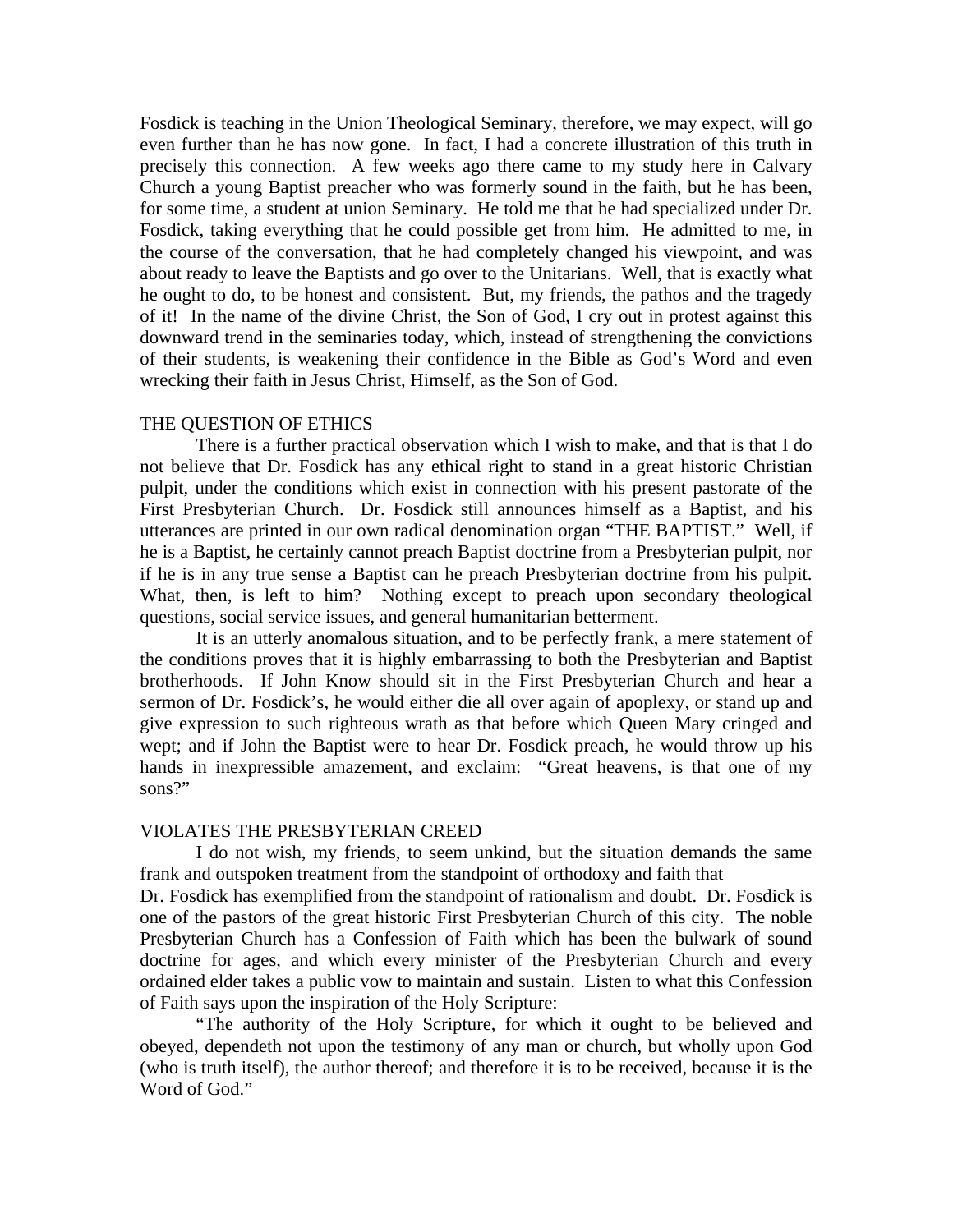Fosdick is teaching in the Union Theological Seminary, therefore, we may expect, will go even further than he has now gone. In fact, I had a concrete illustration of this truth in precisely this connection. A few weeks ago there came to my study here in Calvary Church a young Baptist preacher who was formerly sound in the faith, but he has been, for some time, a student at union Seminary. He told me that he had specialized under Dr. Fosdick, taking everything that he could possible get from him. He admitted to me, in the course of the conversation, that he had completely changed his viewpoint, and was about ready to leave the Baptists and go over to the Unitarians. Well, that is exactly what he ought to do, to be honest and consistent. But, my friends, the pathos and the tragedy of it! In the name of the divine Christ, the Son of God, I cry out in protest against this downward trend in the seminaries today, which, instead of strengthening the convictions of their students, is weakening their confidence in the Bible as God's Word and even wrecking their faith in Jesus Christ, Himself, as the Son of God.

## THE QUESTION OF ETHICS

There is a further practical observation which I wish to make, and that is that I do not believe that Dr. Fosdick has any ethical right to stand in a great historic Christian pulpit, under the conditions which exist in connection with his present pastorate of the First Presbyterian Church. Dr. Fosdick still announces himself as a Baptist, and his utterances are printed in our own radical denomination organ "THE BAPTIST." Well, if he is a Baptist, he certainly cannot preach Baptist doctrine from a Presbyterian pulpit, nor if he is in any true sense a Baptist can he preach Presbyterian doctrine from his pulpit. What, then, is left to him? Nothing except to preach upon secondary theological questions, social service issues, and general humanitarian betterment.

It is an utterly anomalous situation, and to be perfectly frank, a mere statement of the conditions proves that it is highly embarrassing to both the Presbyterian and Baptist brotherhoods. If John Know should sit in the First Presbyterian Church and hear a sermon of Dr. Fosdick's, he would either die all over again of apoplexy, or stand up and give expression to such righteous wrath as that before which Queen Mary cringed and wept; and if John the Baptist were to hear Dr. Fosdick preach, he would throw up his hands in inexpressible amazement, and exclaim: "Great heavens, is that one of my sons?"

## VIOLATES THE PRESBYTERIAN CREED

I do not wish, my friends, to seem unkind, but the situation demands the same frank and outspoken treatment from the standpoint of orthodoxy and faith that Dr. Fosdick has exemplified from the standpoint of rationalism and doubt. Dr. Fosdick is one of the pastors of the great historic First Presbyterian Church of this city. The noble Presbyterian Church has a Confession of Faith which has been the bulwark of sound doctrine for ages, and which every minister of the Presbyterian Church and every ordained elder takes a public vow to maintain and sustain. Listen to what this Confession of Faith says upon the inspiration of the Holy Scripture:

"The authority of the Holy Scripture, for which it ought to be believed and obeyed, dependeth not upon the testimony of any man or church, but wholly upon God (who is truth itself), the author thereof; and therefore it is to be received, because it is the Word of God."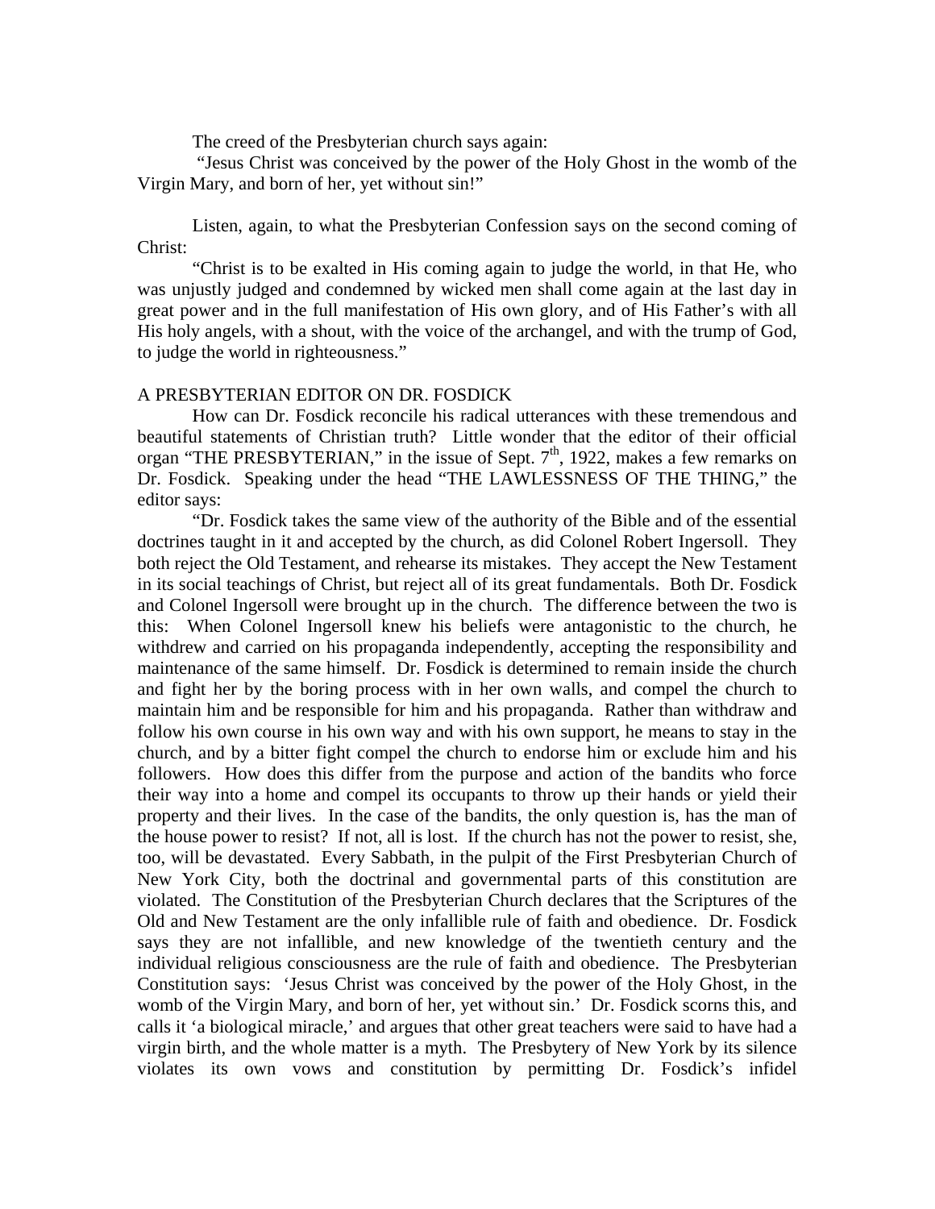The creed of the Presbyterian church says again:

"Jesus Christ was conceived by the power of the Holy Ghost in the womb of the Virgin Mary, and born of her, yet without sin!"

Listen, again, to what the Presbyterian Confession says on the second coming of Christ:

"Christ is to be exalted in His coming again to judge the world, in that He, who was unjustly judged and condemned by wicked men shall come again at the last day in great power and in the full manifestation of His own glory, and of His Father's with all His holy angels, with a shout, with the voice of the archangel, and with the trump of God, to judge the world in righteousness."

## A PRESBYTERIAN EDITOR ON DR. FOSDICK

How can Dr. Fosdick reconcile his radical utterances with these tremendous and beautiful statements of Christian truth? Little wonder that the editor of their official organ "THE PRESBYTERIAN," in the issue of Sept. 7th, 1922, makes a few remarks on Dr. Fosdick. Speaking under the head "THE LAWLESSNESS OF THE THING," the editor says:

"Dr. Fosdick takes the same view of the authority of the Bible and of the essential doctrines taught in it and accepted by the church, as did Colonel Robert Ingersoll. They both reject the Old Testament, and rehearse its mistakes. They accept the New Testament in its social teachings of Christ, but reject all of its great fundamentals. Both Dr. Fosdick and Colonel Ingersoll were brought up in the church. The difference between the two is this: When Colonel Ingersoll knew his beliefs were antagonistic to the church, he withdrew and carried on his propaganda independently, accepting the responsibility and maintenance of the same himself. Dr. Fosdick is determined to remain inside the church and fight her by the boring process with in her own walls, and compel the church to maintain him and be responsible for him and his propaganda. Rather than withdraw and follow his own course in his own way and with his own support, he means to stay in the church, and by a bitter fight compel the church to endorse him or exclude him and his followers. How does this differ from the purpose and action of the bandits who force their way into a home and compel its occupants to throw up their hands or yield their property and their lives. In the case of the bandits, the only question is, has the man of the house power to resist? If not, all is lost. If the church has not the power to resist, she, too, will be devastated. Every Sabbath, in the pulpit of the First Presbyterian Church of New York City, both the doctrinal and governmental parts of this constitution are violated. The Constitution of the Presbyterian Church declares that the Scriptures of the Old and New Testament are the only infallible rule of faith and obedience. Dr. Fosdick says they are not infallible, and new knowledge of the twentieth century and the individual religious consciousness are the rule of faith and obedience. The Presbyterian Constitution says: 'Jesus Christ was conceived by the power of the Holy Ghost, in the womb of the Virgin Mary, and born of her, yet without sin.' Dr. Fosdick scorns this, and calls it 'a biological miracle,' and argues that other great teachers were said to have had a virgin birth, and the whole matter is a myth. The Presbytery of New York by its silence violates its own vows and constitution by permitting Dr. Fosdick's infidel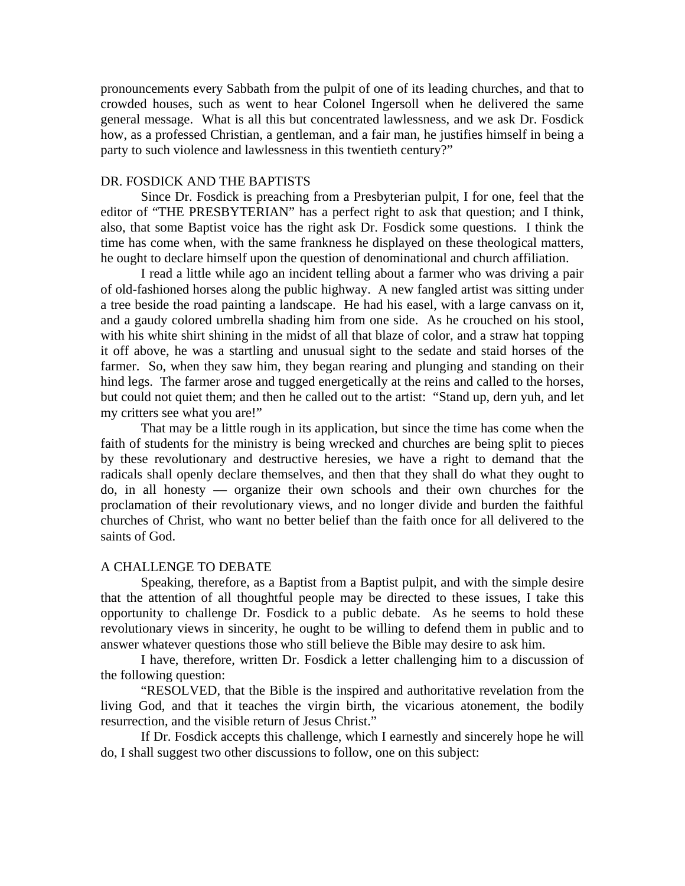pronouncements every Sabbath from the pulpit of one of its leading churches, and that to crowded houses, such as went to hear Colonel Ingersoll when he delivered the same general message. What is all this but concentrated lawlessness, and we ask Dr. Fosdick how, as a professed Christian, a gentleman, and a fair man, he justifies himself in being a party to such violence and lawlessness in this twentieth century?"

## DR. FOSDICK AND THE BAPTISTS

Since Dr. Fosdick is preaching from a Presbyterian pulpit, I for one, feel that the editor of "THE PRESBYTERIAN" has a perfect right to ask that question; and I think, also, that some Baptist voice has the right ask Dr. Fosdick some questions. I think the time has come when, with the same frankness he displayed on these theological matters, he ought to declare himself upon the question of denominational and church affiliation.

I read a little while ago an incident telling about a farmer who was driving a pair of old-fashioned horses along the public highway. A new fangled artist was sitting under a tree beside the road painting a landscape. He had his easel, with a large canvass on it, and a gaudy colored umbrella shading him from one side. As he crouched on his stool, with his white shirt shining in the midst of all that blaze of color, and a straw hat topping it off above, he was a startling and unusual sight to the sedate and staid horses of the farmer. So, when they saw him, they began rearing and plunging and standing on their hind legs. The farmer arose and tugged energetically at the reins and called to the horses, but could not quiet them; and then he called out to the artist: "Stand up, dern yuh, and let my critters see what you are!"

That may be a little rough in its application, but since the time has come when the faith of students for the ministry is being wrecked and churches are being split to pieces by these revolutionary and destructive heresies, we have a right to demand that the radicals shall openly declare themselves, and then that they shall do what they ought to do, in all honesty — organize their own schools and their own churches for the proclamation of their revolutionary views, and no longer divide and burden the faithful churches of Christ, who want no better belief than the faith once for all delivered to the saints of God.

## A CHALLENGE TO DEBATE

Speaking, therefore, as a Baptist from a Baptist pulpit, and with the simple desire that the attention of all thoughtful people may be directed to these issues, I take this opportunity to challenge Dr. Fosdick to a public debate. As he seems to hold these revolutionary views in sincerity, he ought to be willing to defend them in public and to answer whatever questions those who still believe the Bible may desire to ask him.

I have, therefore, written Dr. Fosdick a letter challenging him to a discussion of the following question:

"RESOLVED, that the Bible is the inspired and authoritative revelation from the living God, and that it teaches the virgin birth, the vicarious atonement, the bodily resurrection, and the visible return of Jesus Christ."

If Dr. Fosdick accepts this challenge, which I earnestly and sincerely hope he will do, I shall suggest two other discussions to follow, one on this subject: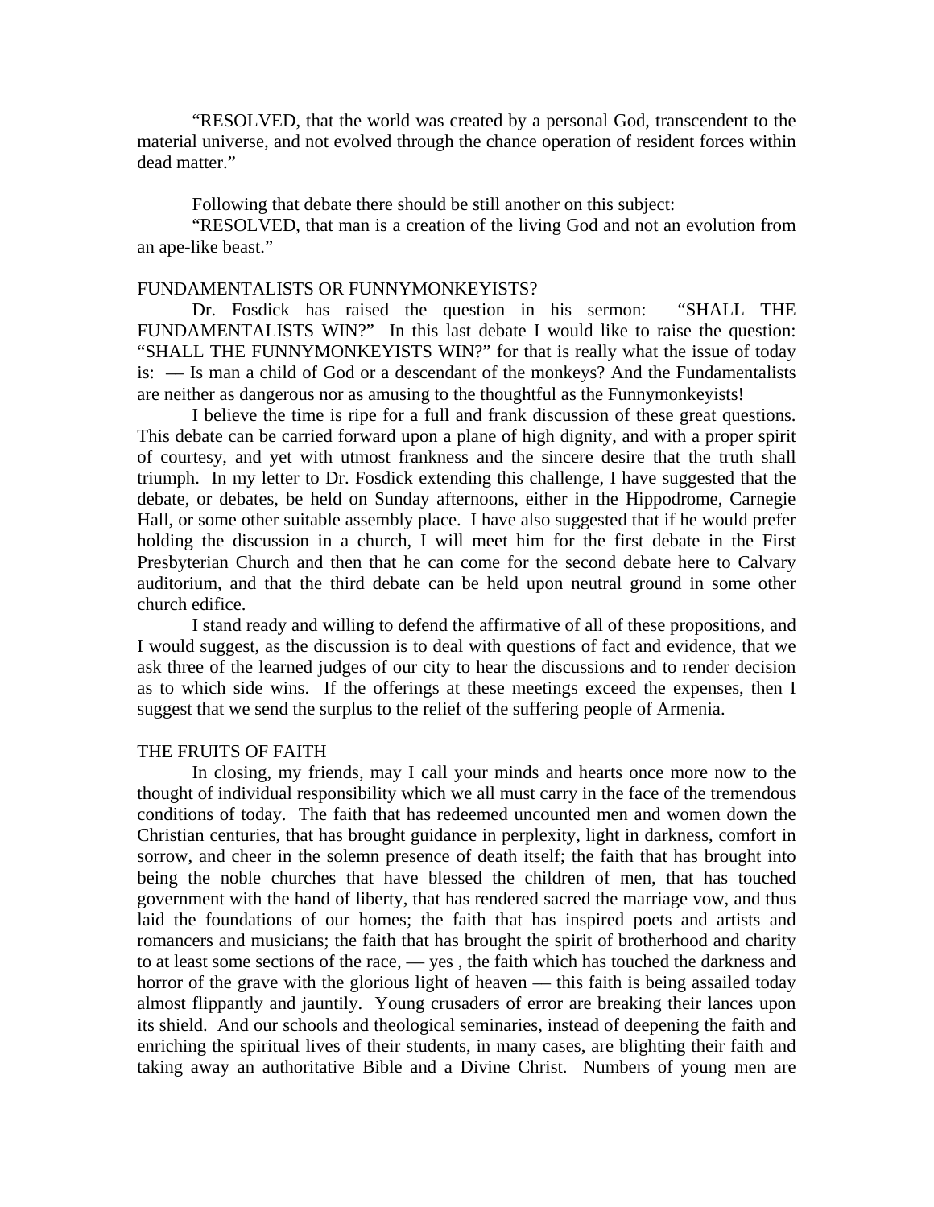"RESOLVED, that the world was created by a personal God, transcendent to the material universe, and not evolved through the chance operation of resident forces within dead matter."

Following that debate there should be still another on this subject:

"RESOLVED, that man is a creation of the living God and not an evolution from an ape-like beast."

## FUNDAMENTALISTS OR FUNNYMONKEYISTS?

Dr. Fosdick has raised the question in his sermon: "SHALL THE FUNDAMENTALISTS WIN?" In this last debate I would like to raise the question: "SHALL THE FUNNYMONKEYISTS WIN?" for that is really what the issue of today is: — Is man a child of God or a descendant of the monkeys? And the Fundamentalists are neither as dangerous nor as amusing to the thoughtful as the Funnymonkeyists!

I believe the time is ripe for a full and frank discussion of these great questions. This debate can be carried forward upon a plane of high dignity, and with a proper spirit of courtesy, and yet with utmost frankness and the sincere desire that the truth shall triumph. In my letter to Dr. Fosdick extending this challenge, I have suggested that the debate, or debates, be held on Sunday afternoons, either in the Hippodrome, Carnegie Hall, or some other suitable assembly place. I have also suggested that if he would prefer holding the discussion in a church, I will meet him for the first debate in the First Presbyterian Church and then that he can come for the second debate here to Calvary auditorium, and that the third debate can be held upon neutral ground in some other church edifice.

I stand ready and willing to defend the affirmative of all of these propositions, and I would suggest, as the discussion is to deal with questions of fact and evidence, that we ask three of the learned judges of our city to hear the discussions and to render decision as to which side wins. If the offerings at these meetings exceed the expenses, then I suggest that we send the surplus to the relief of the suffering people of Armenia.

## THE FRUITS OF FAITH

In closing, my friends, may I call your minds and hearts once more now to the thought of individual responsibility which we all must carry in the face of the tremendous conditions of today. The faith that has redeemed uncounted men and women down the Christian centuries, that has brought guidance in perplexity, light in darkness, comfort in sorrow, and cheer in the solemn presence of death itself; the faith that has brought into being the noble churches that have blessed the children of men, that has touched government with the hand of liberty, that has rendered sacred the marriage vow, and thus laid the foundations of our homes; the faith that has inspired poets and artists and romancers and musicians; the faith that has brought the spirit of brotherhood and charity to at least some sections of the race, — yes , the faith which has touched the darkness and horror of the grave with the glorious light of heaven — this faith is being assailed today almost flippantly and jauntily. Young crusaders of error are breaking their lances upon its shield. And our schools and theological seminaries, instead of deepening the faith and enriching the spiritual lives of their students, in many cases, are blighting their faith and taking away an authoritative Bible and a Divine Christ. Numbers of young men are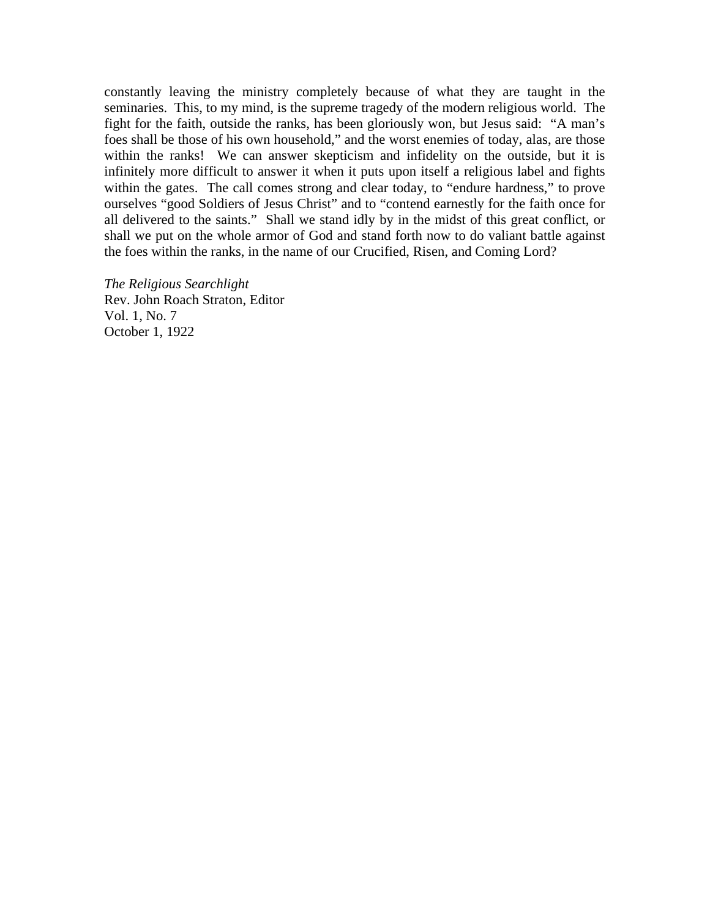constantly leaving the ministry completely because of what they are taught in the seminaries. This, to my mind, is the supreme tragedy of the modern religious world. The fight for the faith, outside the ranks, has been gloriously won, but Jesus said: "A man's foes shall be those of his own household," and the worst enemies of today, alas, are those within the ranks! We can answer skepticism and infidelity on the outside, but it is infinitely more difficult to answer it when it puts upon itself a religious label and fights within the gates. The call comes strong and clear today, to "endure hardness," to prove ourselves "good Soldiers of Jesus Christ" and to "contend earnestly for the faith once for all delivered to the saints." Shall we stand idly by in the midst of this great conflict, or shall we put on the whole armor of God and stand forth now to do valiant battle against the foes within the ranks, in the name of our Crucified, Risen, and Coming Lord?

*The Religious Searchlight*
Rev. John Roach Straton, Editor
Vol. 1, No. 7
October 1, 1922